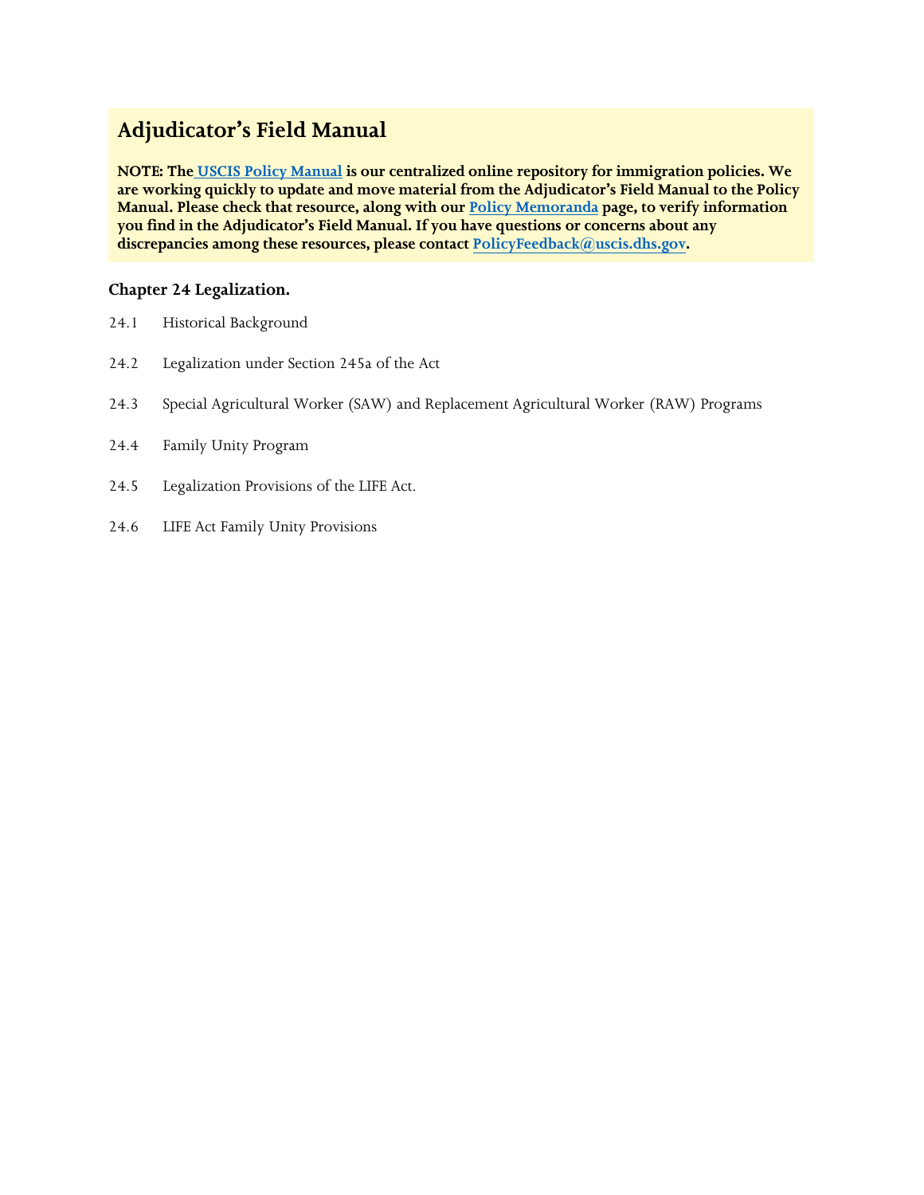# Adjudicator's Field Manual

**NOTE: The USCIS Policy Manual is our centralized online repository for immigration policies. We are working quickly to update and move material from the Adjudicator's Field Manual to the Policy Manual. Please check that resource, along with our Policy Memoranda page, to verify information you find in the Adjudicator's Field Manual. If you have questions or concerns about any discrepancies among these resources, please contact PolicyFeedback@uscis.dhs.gov.**

### Chapter 24 Legalization.

24.1 Historical Background

24.2 Legalization under Section 245a of the Act

24.3 Special Agricultural Worker (SAW) and Replacement Agricultural Worker (RAW) Programs

24.4 Family Unity Program

24.5 Legalization Provisions of the LIFE Act.

24.6 LIFE Act Family Unity Provisions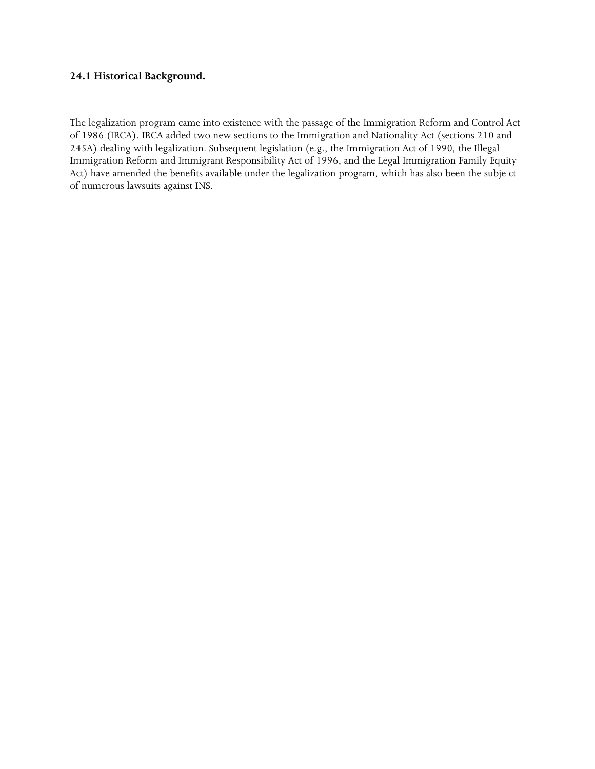### 24.1 Historical Background.

The legalization program came into existence with the passage of the Immigration Reform and Control Act of 1986 (IRCA). IRCA added two new sections to the Immigration and Nationality Act (sections 210 and 245A) dealing with legalization. Subsequent legislation (e.g., the Immigration Act of 1990, the Illegal Immigration Reform and Immigrant Responsibility Act of 1996, and the Legal Immigration Family Equity Act) have amended the benefits available under the legalization program, which has also been the subje ct of numerous lawsuits against INS.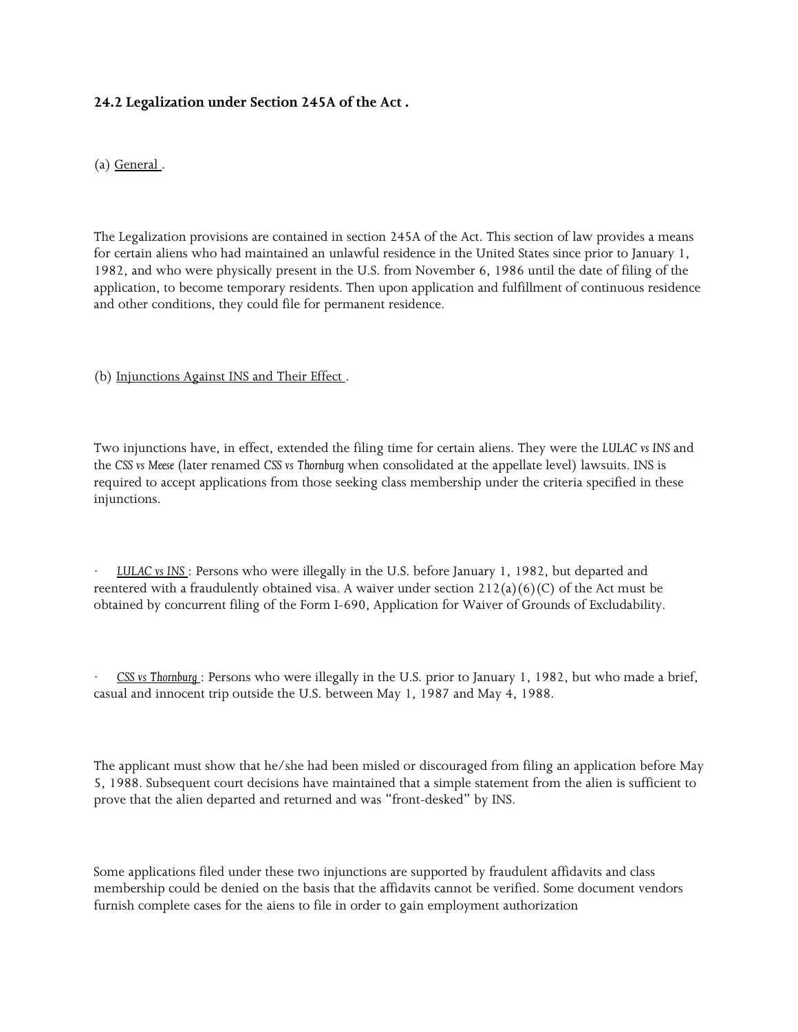### 24.2 Legalization under Section 245A of the Act .

(a) General .

The Legalization provisions are contained in section 245A of the Act. This section of law provides a means for certain aliens who had maintained an unlawful residence in the United States since prior to January 1, 1982, and who were physically present in the U.S. from November 6, 1986 until the date of filing of the application, to become temporary residents. Then upon application and fulfillment of continuous residence and other conditions, they could file for permanent residence.

(b) Injunctions Against INS and Their Effect .

Two injunctions have, in effect, extended the filing time for certain aliens. They were the *LULAC vs INS* and the *CSS vs Meese* (later renamed *CSS vs Thornburg* when consolidated at the appellate level) lawsuits. INS is required to accept applications from those seeking class membership under the criteria specified in these injunctions.

· *LULAC vs INS* : Persons who were illegally in the U.S. before January 1, 1982, but departed and reentered with a fraudulently obtained visa. A waiver under section 212(a)(6)(C) of the Act must be obtained by concurrent filing of the Form I-690, Application for Waiver of Grounds of Excludability.

· *CSS vs Thornburg* : Persons who were illegally in the U.S. prior to January 1, 1982, but who made a brief, casual and innocent trip outside the U.S. between May 1, 1987 and May 4, 1988.

The applicant must show that he/she had been misled or discouraged from filing an application before May 5, 1988. Subsequent court decisions have maintained that a simple statement from the alien is sufficient to prove that the alien departed and returned and was "front-desked" by INS.

Some applications filed under these two injunctions are supported by fraudulent affidavits and class membership could be denied on the basis that the affidavits cannot be verified. Some document vendors furnish complete cases for the aiens to file in order to gain employment authorization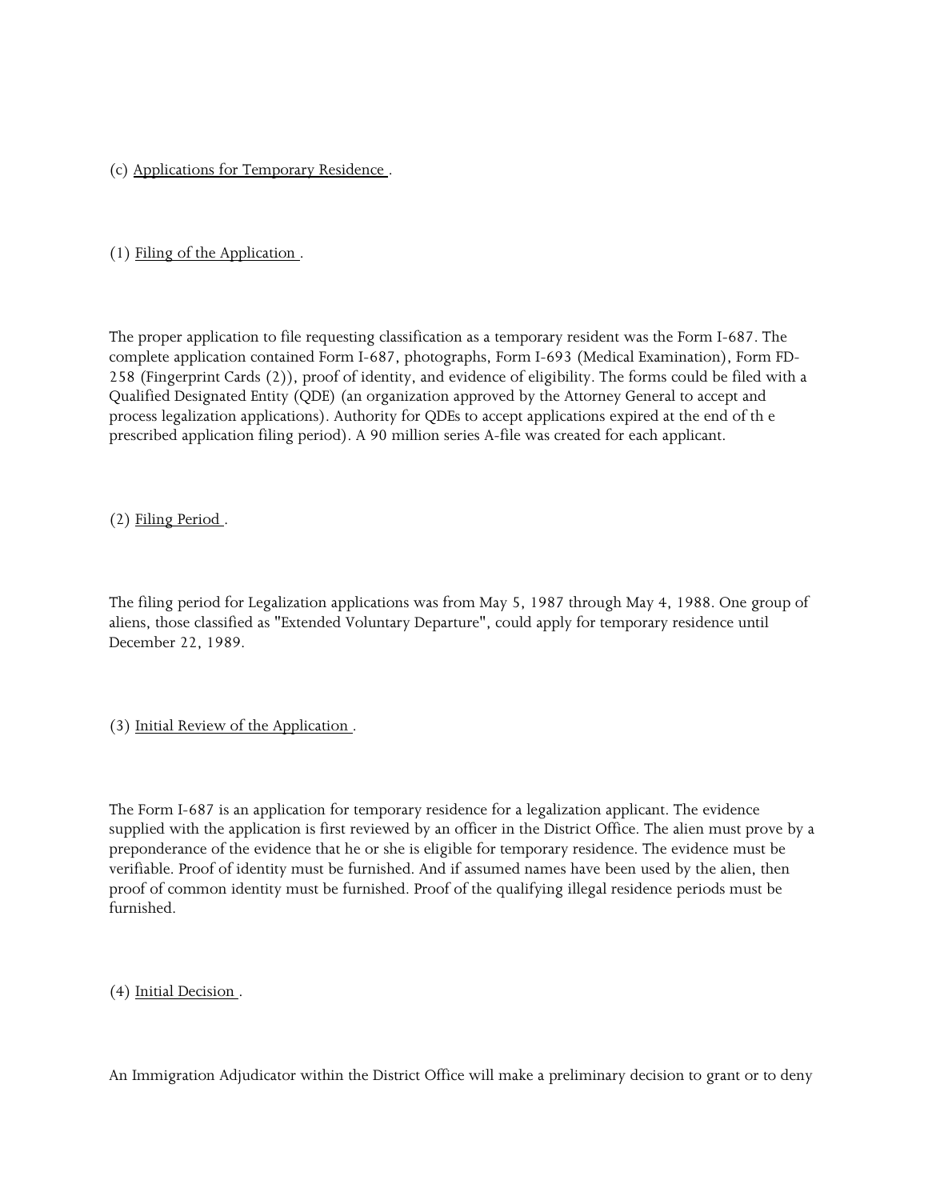(c) Applications for Temporary Residence .

(1) Filing of the Application .

The proper application to file requesting classification as a temporary resident was the Form I-687. The complete application contained Form I-687, photographs, Form I-693 (Medical Examination), Form FD-258 (Fingerprint Cards (2)), proof of identity, and evidence of eligibility. The forms could be filed with a Qualified Designated Entity (QDE) (an organization approved by the Attorney General to accept and process legalization applications). Authority for QDEs to accept applications expired at the end of th e prescribed application filing period). A 90 million series A-file was created for each applicant.

(2) Filing Period .

The filing period for Legalization applications was from May 5, 1987 through May 4, 1988. One group of aliens, those classified as "Extended Voluntary Departure", could apply for temporary residence until December 22, 1989.

(3) Initial Review of the Application .

The Form I-687 is an application for temporary residence for a legalization applicant. The evidence supplied with the application is first reviewed by an officer in the District Office. The alien must prove by a preponderance of the evidence that he or she is eligible for temporary residence. The evidence must be verifiable. Proof of identity must be furnished. And if assumed names have been used by the alien, then proof of common identity must be furnished. Proof of the qualifying illegal residence periods must be furnished.

(4) Initial Decision .

An Immigration Adjudicator within the District Office will make a preliminary decision to grant or to deny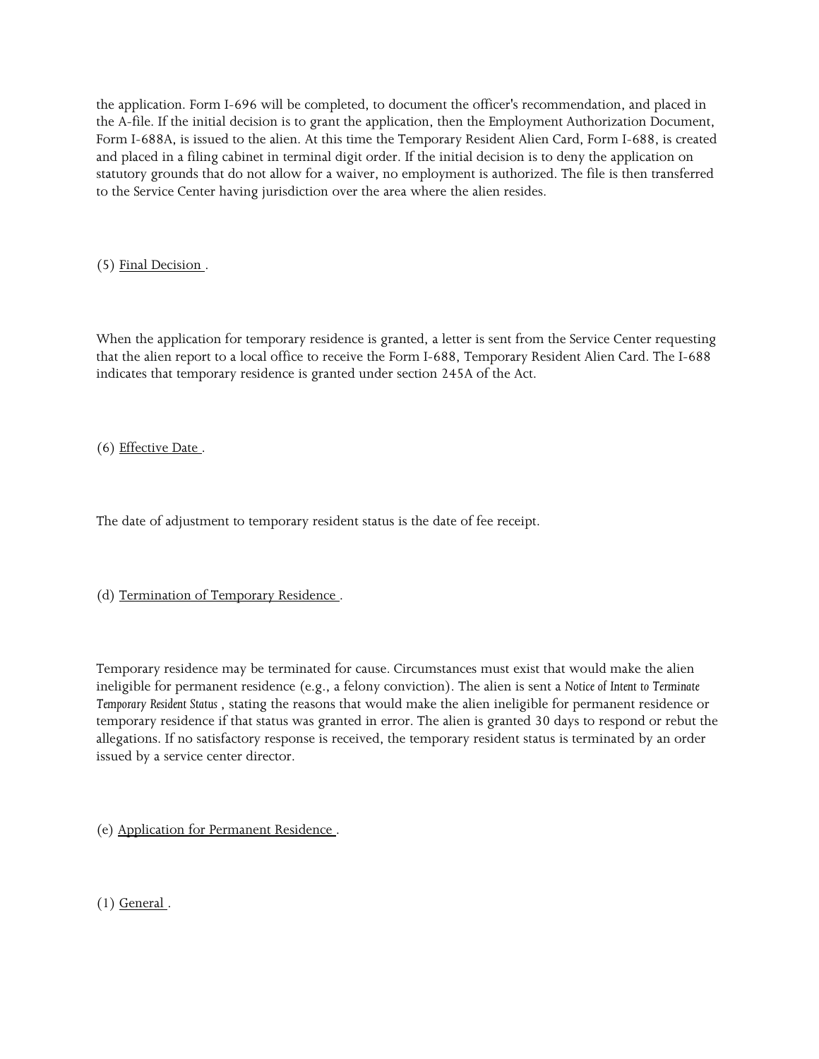the application. Form I-696 will be completed, to document the officer's recommendation, and placed in the A-file. If the initial decision is to grant the application, then the Employment Authorization Document, Form I-688A, is issued to the alien. At this time the Temporary Resident Alien Card, Form I-688, is created and placed in a filing cabinet in terminal digit order. If the initial decision is to deny the application on statutory grounds that do not allow for a waiver, no employment is authorized. The file is then transferred to the Service Center having jurisdiction over the area where the alien resides.

(5) <u>Final Decision</u> .

When the application for temporary residence is granted, a letter is sent from the Service Center requesting that the alien report to a local office to receive the Form I-688, Temporary Resident Alien Card. The I-688 indicates that temporary residence is granted under section 245A of the Act.

(6) <u>Effective Date</u> .

The date of adjustment to temporary resident status is the date of fee receipt.

(d) <u>Termination of Temporary Residence</u> .

Temporary residence may be terminated for cause. Circumstances must exist that would make the alien ineligible for permanent residence (e.g., a felony conviction). The alien is sent a *Notice of Intent to Terminate Temporary Resident Status* , stating the reasons that would make the alien ineligible for permanent residence or temporary residence if that status was granted in error. The alien is granted 30 days to respond or rebut the allegations. If no satisfactory response is received, the temporary resident status is terminated by an order issued by a service center director.

(e) <u>Application for Permanent Residence</u> .

(1) <u>General</u> .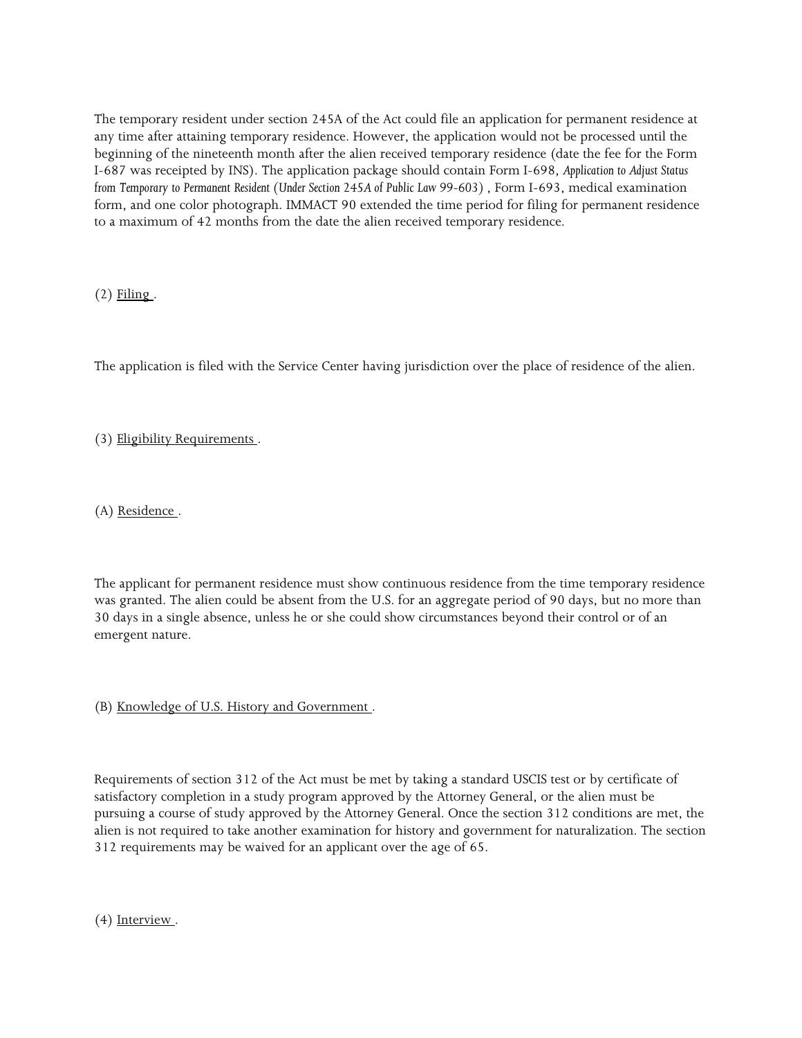The temporary resident under section 245A of the Act could file an application for permanent residence at any time after attaining temporary residence. However, the application would not be processed until the beginning of the nineteenth month after the alien received temporary residence (date the fee for the Form I-687 was receipted by INS). The application package should contain Form I-698, *Application to Adjust Status from Temporary to Permanent Resident (Under Section 245A of Public Law 99-603)* , Form I-693, medical examination form, and one color photograph. IMMACT 90 extended the time period for filing for permanent residence to a maximum of 42 months from the date the alien received temporary residence.

(2) Filing .

The application is filed with the Service Center having jurisdiction over the place of residence of the alien.

(3) Eligibility Requirements .

(A) Residence .

The applicant for permanent residence must show continuous residence from the time temporary residence was granted. The alien could be absent from the U.S. for an aggregate period of 90 days, but no more than 30 days in a single absence, unless he or she could show circumstances beyond their control or of an emergent nature.

(B) Knowledge of U.S. History and Government .

Requirements of section 312 of the Act must be met by taking a standard USCIS test or by certificate of satisfactory completion in a study program approved by the Attorney General, or the alien must be pursuing a course of study approved by the Attorney General. Once the section 312 conditions are met, the alien is not required to take another examination for history and government for naturalization. The section 312 requirements may be waived for an applicant over the age of 65.

(4) Interview .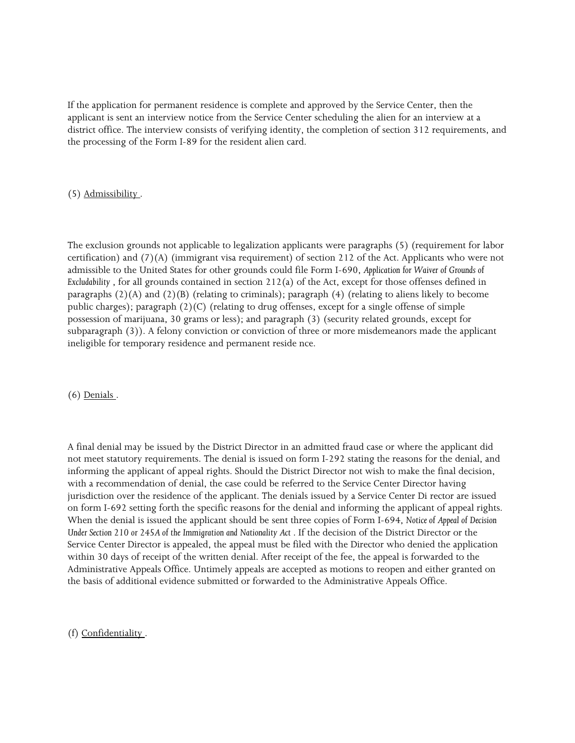If the application for permanent residence is complete and approved by the Service Center, then the applicant is sent an interview notice from the Service Center scheduling the alien for an interview at a district office. The interview consists of verifying identity, the completion of section 312 requirements, and the processing of the Form I-89 for the resident alien card.

(5) Admissibility .

The exclusion grounds not applicable to legalization applicants were paragraphs (5) (requirement for labor certification) and (7)(A) (immigrant visa requirement) of section 212 of the Act. Applicants who were not admissible to the United States for other grounds could file Form I-690, *Application for Waiver of Grounds of Excludability* , for all grounds contained in section 212(a) of the Act, except for those offenses defined in paragraphs (2)(A) and (2)(B) (relating to criminals); paragraph (4) (relating to aliens likely to become public charges); paragraph (2)(C) (relating to drug offenses, except for a single offense of simple possession of marijuana, 30 grams or less); and paragraph (3) (security related grounds, except for subparagraph (3)). A felony conviction or conviction of three or more misdemeanors made the applicant ineligible for temporary residence and permanent reside nce.

(6) Denials .

A final denial may be issued by the District Director in an admitted fraud case or where the applicant did not meet statutory requirements. The denial is issued on form I-292 stating the reasons for the denial, and informing the applicant of appeal rights. Should the District Director not wish to make the final decision, with a recommendation of denial, the case could be referred to the Service Center Director having jurisdiction over the residence of the applicant. The denials issued by a Service Center Di rector are issued on form I-692 setting forth the specific reasons for the denial and informing the applicant of appeal rights. When the denial is issued the applicant should be sent three copies of Form I-694, *Notice of Appeal of Decision Under Section 210 or 245A of the Immigration and Nationality Act* . If the decision of the District Director or the Service Center Director is appealed, the appeal must be filed with the Director who denied the application within 30 days of receipt of the written denial. After receipt of the fee, the appeal is forwarded to the Administrative Appeals Office. Untimely appeals are accepted as motions to reopen and either granted on the basis of additional evidence submitted or forwarded to the Administrative Appeals Office.

(f) Confidentiality .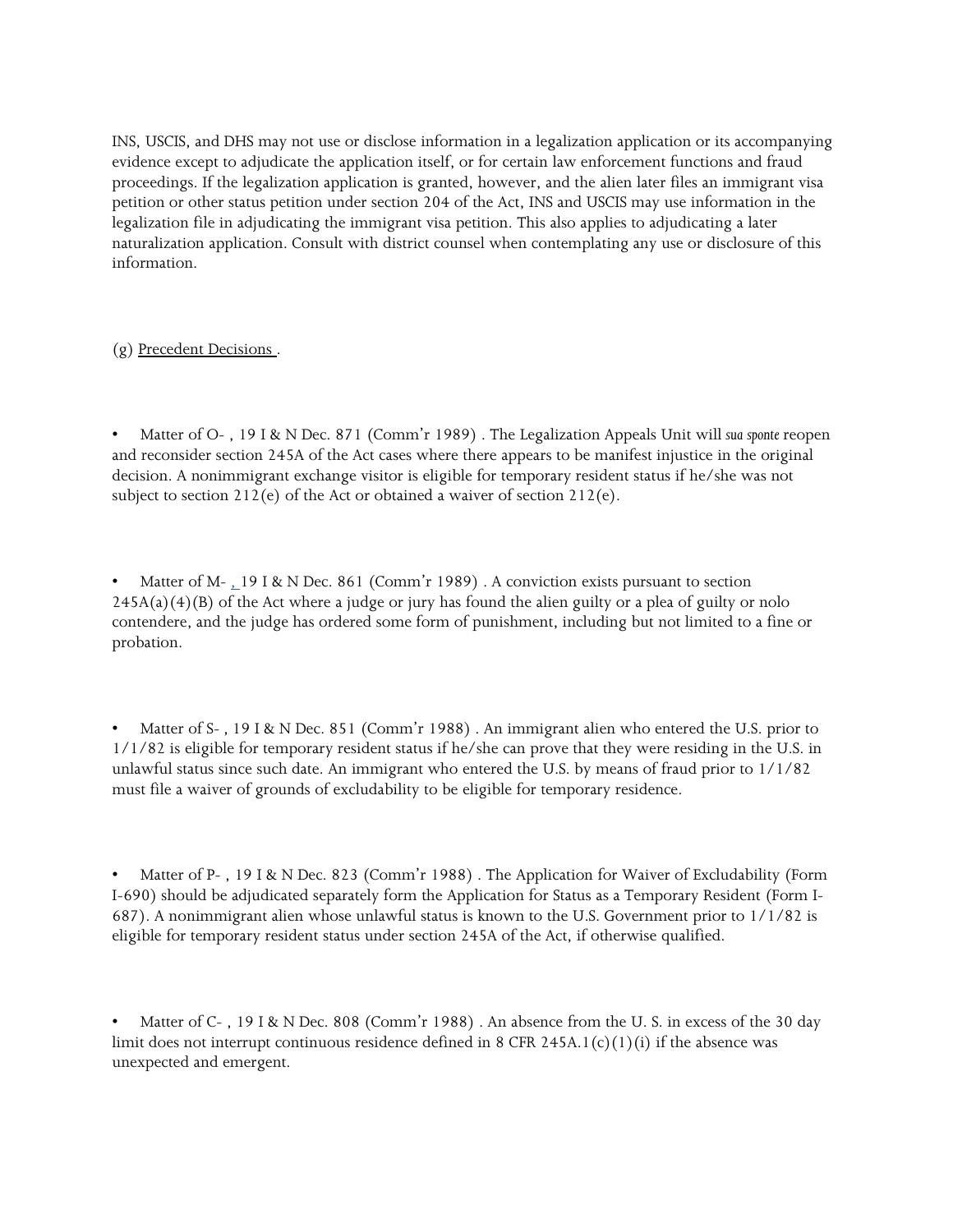INS, USCIS, and DHS may not use or disclose information in a legalization application or its accompanying evidence except to adjudicate the application itself, or for certain law enforcement functions and fraud proceedings. If the legalization application is granted, however, and the alien later files an immigrant visa petition or other status petition under section 204 of the Act, INS and USCIS may use information in the legalization file in adjudicating the immigrant visa petition. This also applies to adjudicating a later naturalization application. Consult with district counsel when contemplating any use or disclosure of this information.

(g) Precedent Decisions .

- Matter of O- , 19 I & N Dec. 871 (Comm'r 1989) . The Legalization Appeals Unit will *sua sponte* reopen and reconsider section 245A of the Act cases where there appears to be manifest injustice in the original decision. A nonimmigrant exchange visitor is eligible for temporary resident status if he/she was not subject to section 212(e) of the Act or obtained a waiver of section 212(e).

- Matter of M- , 19 I & N Dec. 861 (Comm'r 1989) . A conviction exists pursuant to section 245A(a)(4)(B) of the Act where a judge or jury has found the alien guilty or a plea of guilty or nolo contendere, and the judge has ordered some form of punishment, including but not limited to a fine or probation.

- Matter of S- , 19 I & N Dec. 851 (Comm'r 1988) . An immigrant alien who entered the U.S. prior to 1/1/82 is eligible for temporary resident status if he/she can prove that they were residing in the U.S. in unlawful status since such date. An immigrant who entered the U.S. by means of fraud prior to 1/1/82 must file a waiver of grounds of excludability to be eligible for temporary residence.

- Matter of P- , 19 I & N Dec. 823 (Comm'r 1988) . The Application for Waiver of Excludability (Form I-690) should be adjudicated separately form the Application for Status as a Temporary Resident (Form I-687). A nonimmigrant alien whose unlawful status is known to the U.S. Government prior to 1/1/82 is eligible for temporary resident status under section 245A of the Act, if otherwise qualified.

- Matter of C- , 19 I & N Dec. 808 (Comm'r 1988) . An absence from the U. S. in excess of the 30 day limit does not interrupt continuous residence defined in 8 CFR 245A.1(c)(1)(i) if the absence was unexpected and emergent.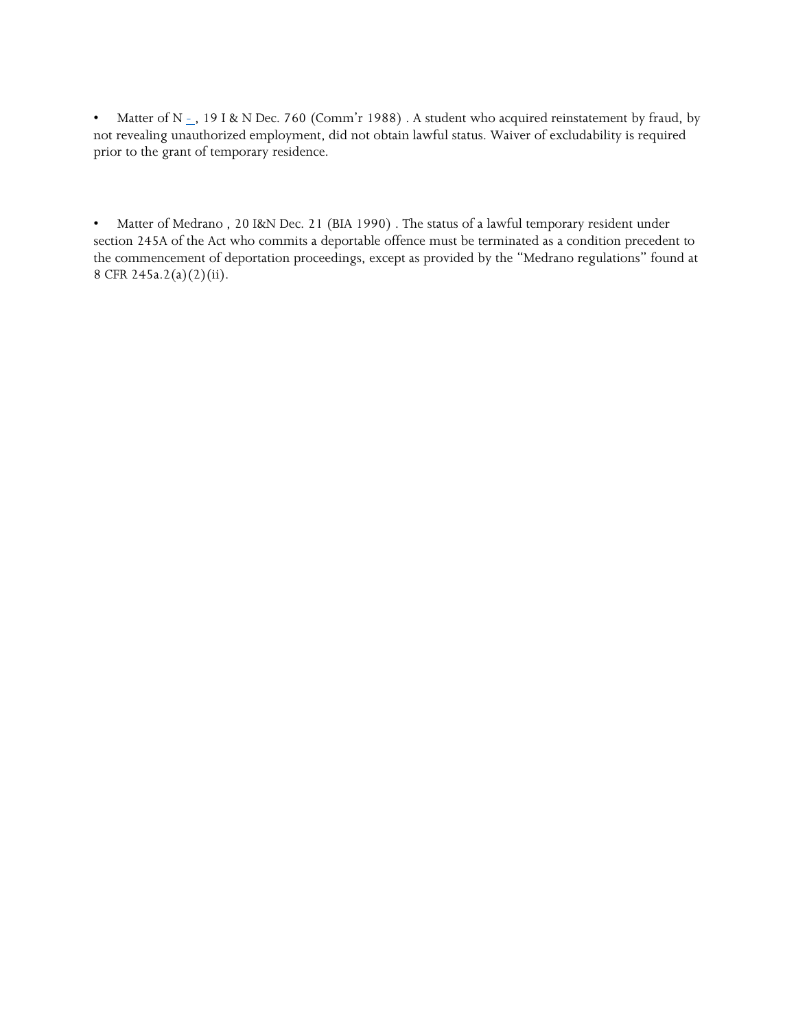- Matter of N -, 19 I & N Dec. 760 (Comm'r 1988) . A student who acquired reinstatement by fraud, by not revealing unauthorized employment, did not obtain lawful status. Waiver of excludability is required prior to the grant of temporary residence.

- Matter of Medrano , 20 I&N Dec. 21 (BIA 1990) . The status of a lawful temporary resident under section 245A of the Act who commits a deportable offence must be terminated as a condition precedent to the commencement of deportation proceedings, except as provided by the "Medrano regulations" found at 8 CFR 245a.2(a)(2)(ii).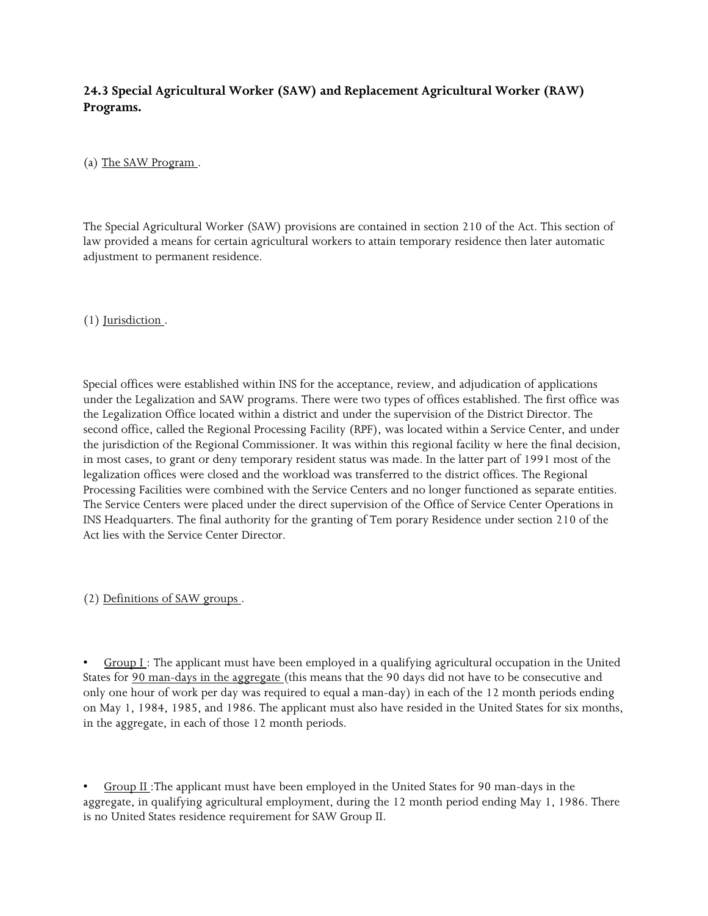**24.3 Special Agricultural Worker (SAW) and Replacement Agricultural Worker (RAW) Programs.**

(a) The SAW Program .

The Special Agricultural Worker (SAW) provisions are contained in section 210 of the Act. This section of law provided a means for certain agricultural workers to attain temporary residence then later automatic adjustment to permanent residence.

(1) Jurisdiction .

Special offices were established within INS for the acceptance, review, and adjudication of applications under the Legalization and SAW programs. There were two types of offices established. The first office was the Legalization Office located within a district and under the supervision of the District Director. The second office, called the Regional Processing Facility (RPF), was located within a Service Center, and under the jurisdiction of the Regional Commissioner. It was within this regional facility w here the final decision, in most cases, to grant or deny temporary resident status was made. In the latter part of 1991 most of the legalization offices were closed and the workload was transferred to the district offices. The Regional Processing Facilities were combined with the Service Centers and no longer functioned as separate entities. The Service Centers were placed under the direct supervision of the Office of Service Center Operations in INS Headquarters. The final authority for the granting of Tem porary Residence under section 210 of the Act lies with the Service Center Director.

(2) Definitions of SAW groups .

- Group I : The applicant must have been employed in a qualifying agricultural occupation in the United States for 90 man-days in the aggregate (this means that the 90 days did not have to be consecutive and only one hour of work per day was required to equal a man-day) in each of the 12 month periods ending on May 1, 1984, 1985, and 1986. The applicant must also have resided in the United States for six months, in the aggregate, in each of those 12 month periods.

- Group II :The applicant must have been employed in the United States for 90 man-days in the aggregate, in qualifying agricultural employment, during the 12 month period ending May 1, 1986. There is no United States residence requirement for SAW Group II.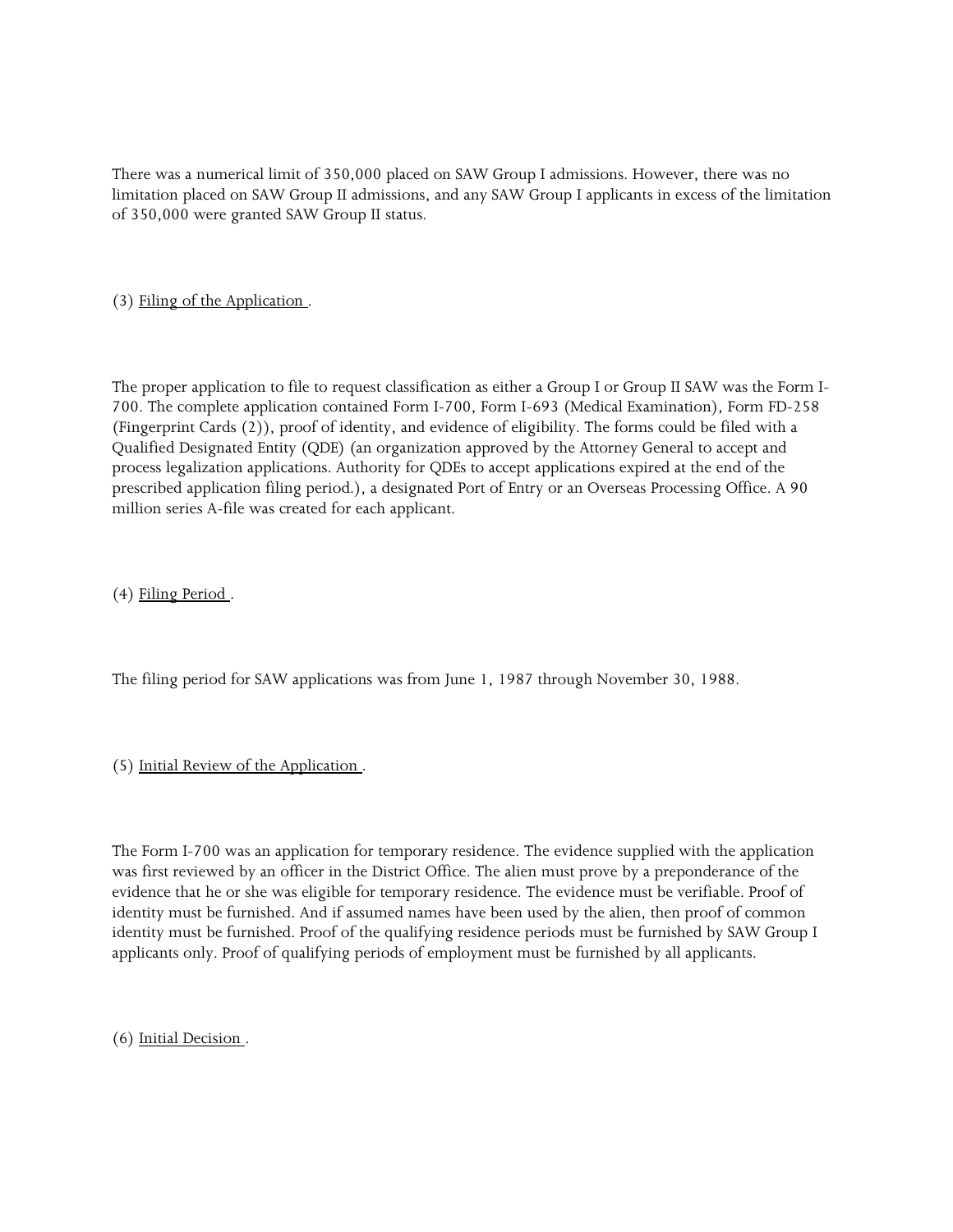There was a numerical limit of 350,000 placed on SAW Group I admissions. However, there was no limitation placed on SAW Group II admissions, and any SAW Group I applicants in excess of the limitation of 350,000 were granted SAW Group II status.

(3) Filing of the Application .

The proper application to file to request classification as either a Group I or Group II SAW was the Form I-700. The complete application contained Form I-700, Form I-693 (Medical Examination), Form FD-258 (Fingerprint Cards (2)), proof of identity, and evidence of eligibility. The forms could be filed with a Qualified Designated Entity (QDE) (an organization approved by the Attorney General to accept and process legalization applications. Authority for QDEs to accept applications expired at the end of the prescribed application filing period.), a designated Port of Entry or an Overseas Processing Office. A 90 million series A-file was created for each applicant.

(4) Filing Period .

The filing period for SAW applications was from June 1, 1987 through November 30, 1988.

(5) Initial Review of the Application .

The Form I-700 was an application for temporary residence. The evidence supplied with the application was first reviewed by an officer in the District Office. The alien must prove by a preponderance of the evidence that he or she was eligible for temporary residence. The evidence must be verifiable. Proof of identity must be furnished. And if assumed names have been used by the alien, then proof of common identity must be furnished. Proof of the qualifying residence periods must be furnished by SAW Group I applicants only. Proof of qualifying periods of employment must be furnished by all applicants.

(6) Initial Decision .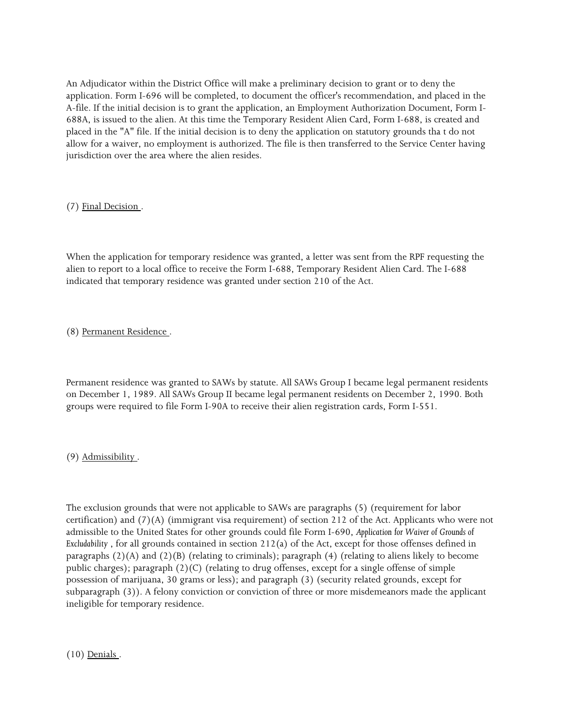An Adjudicator within the District Office will make a preliminary decision to grant or to deny the application. Form I-696 will be completed, to document the officer's recommendation, and placed in the A-file. If the initial decision is to grant the application, an Employment Authorization Document, Form I-688A, is issued to the alien. At this time the Temporary Resident Alien Card, Form I-688, is created and placed in the "A" file. If the initial decision is to deny the application on statutory grounds tha t do not allow for a waiver, no employment is authorized. The file is then transferred to the Service Center having jurisdiction over the area where the alien resides.

(7) Final Decision .

When the application for temporary residence was granted, a letter was sent from the RPF requesting the alien to report to a local office to receive the Form I-688, Temporary Resident Alien Card. The I-688 indicated that temporary residence was granted under section 210 of the Act.

(8) Permanent Residence .

Permanent residence was granted to SAWs by statute. All SAWs Group I became legal permanent residents on December 1, 1989. All SAWs Group II became legal permanent residents on December 2, 1990. Both groups were required to file Form I-90A to receive their alien registration cards, Form I-551.

(9) Admissibility .

The exclusion grounds that were not applicable to SAWs are paragraphs (5) (requirement for labor certification) and (7)(A) (immigrant visa requirement) of section 212 of the Act. Applicants who were not admissible to the United States for other grounds could file Form I-690, *Application for Waiver of Grounds of Excludability* , for all grounds contained in section 212(a) of the Act, except for those offenses defined in paragraphs (2)(A) and (2)(B) (relating to criminals); paragraph (4) (relating to aliens likely to become public charges); paragraph (2)(C) (relating to drug offenses, except for a single offense of simple possession of marijuana, 30 grams or less); and paragraph (3) (security related grounds, except for subparagraph (3)). A felony conviction or conviction of three or more misdemeanors made the applicant ineligible for temporary residence.

(10) Denials .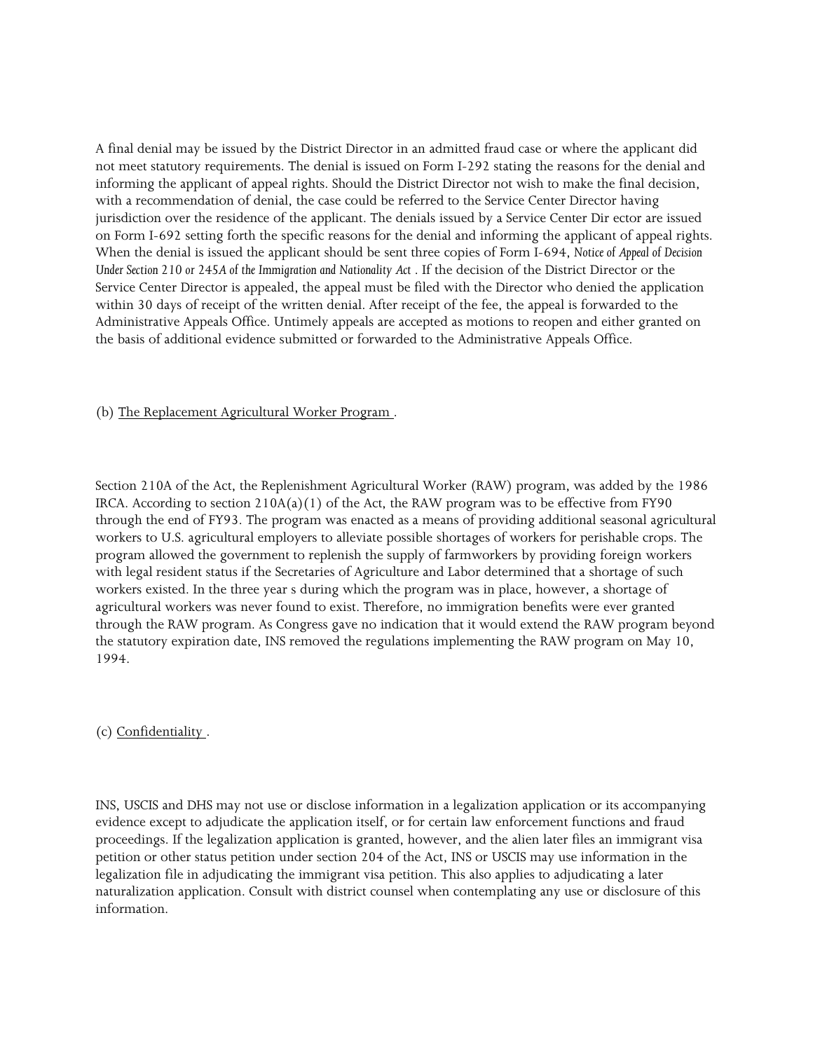A final denial may be issued by the District Director in an admitted fraud case or where the applicant did not meet statutory requirements. The denial is issued on Form I-292 stating the reasons for the denial and informing the applicant of appeal rights. Should the District Director not wish to make the final decision, with a recommendation of denial, the case could be referred to the Service Center Director having jurisdiction over the residence of the applicant. The denials issued by a Service Center Dir ector are issued on Form I-692 setting forth the specific reasons for the denial and informing the applicant of appeal rights. When the denial is issued the applicant should be sent three copies of Form I-694, *Notice of Appeal of Decision Under Section 210 or 245A of the Immigration and Nationality Act* . If the decision of the District Director or the Service Center Director is appealed, the appeal must be filed with the Director who denied the application within 30 days of receipt of the written denial. After receipt of the fee, the appeal is forwarded to the Administrative Appeals Office. Untimely appeals are accepted as motions to reopen and either granted on the basis of additional evidence submitted or forwarded to the Administrative Appeals Office.

(b) <u>The Replacement Agricultural Worker Program</u> .

Section 210A of the Act, the Replenishment Agricultural Worker (RAW) program, was added by the 1986 IRCA. According to section 210A(a)(1) of the Act, the RAW program was to be effective from FY90 through the end of FY93. The program was enacted as a means of providing additional seasonal agricultural workers to U.S. agricultural employers to alleviate possible shortages of workers for perishable crops. The program allowed the government to replenish the supply of farmworkers by providing foreign workers with legal resident status if the Secretaries of Agriculture and Labor determined that a shortage of such workers existed. In the three year s during which the program was in place, however, a shortage of agricultural workers was never found to exist. Therefore, no immigration benefits were ever granted through the RAW program. As Congress gave no indication that it would extend the RAW program beyond the statutory expiration date, INS removed the regulations implementing the RAW program on May 10, 1994.

(c) <u>Confidentiality</u> .

INS, USCIS and DHS may not use or disclose information in a legalization application or its accompanying evidence except to adjudicate the application itself, or for certain law enforcement functions and fraud proceedings. If the legalization application is granted, however, and the alien later files an immigrant visa petition or other status petition under section 204 of the Act, INS or USCIS may use information in the legalization file in adjudicating the immigrant visa petition. This also applies to adjudicating a later naturalization application. Consult with district counsel when contemplating any use or disclosure of this information.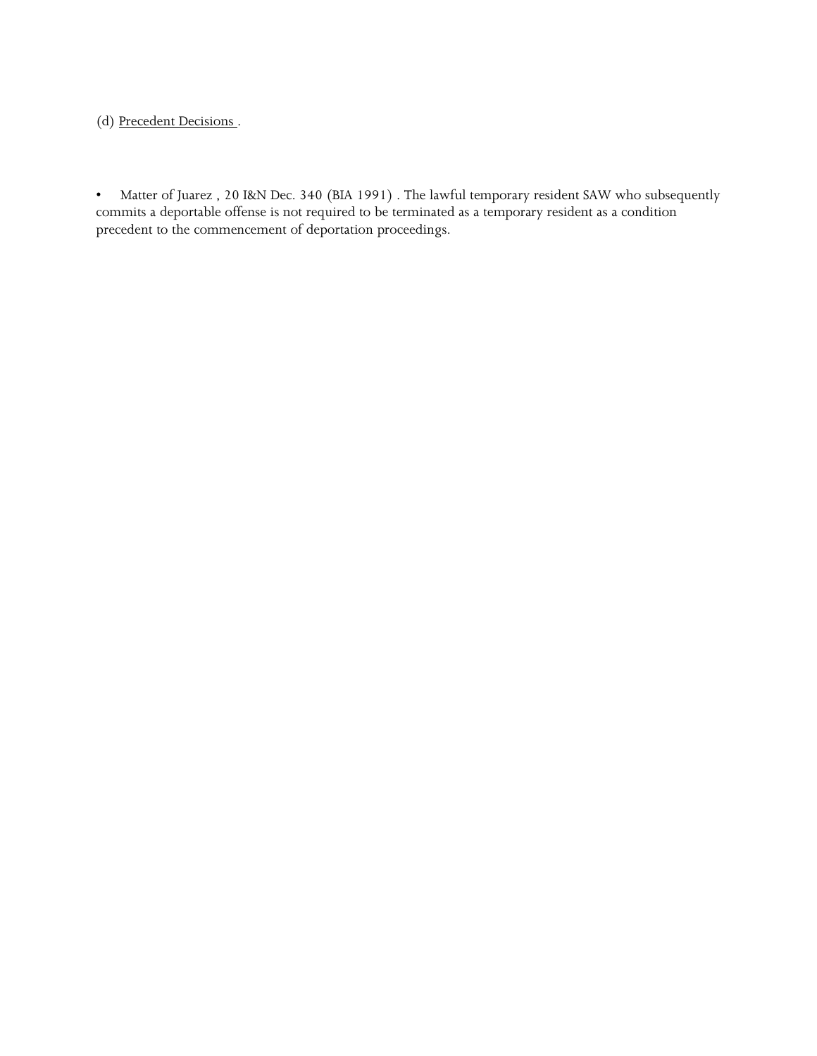(d) Precedent Decisions .

- Matter of Juarez , 20 I&N Dec. 340 (BIA 1991) . The lawful temporary resident SAW who subsequently commits a deportable offense is not required to be terminated as a temporary resident as a condition precedent to the commencement of deportation proceedings.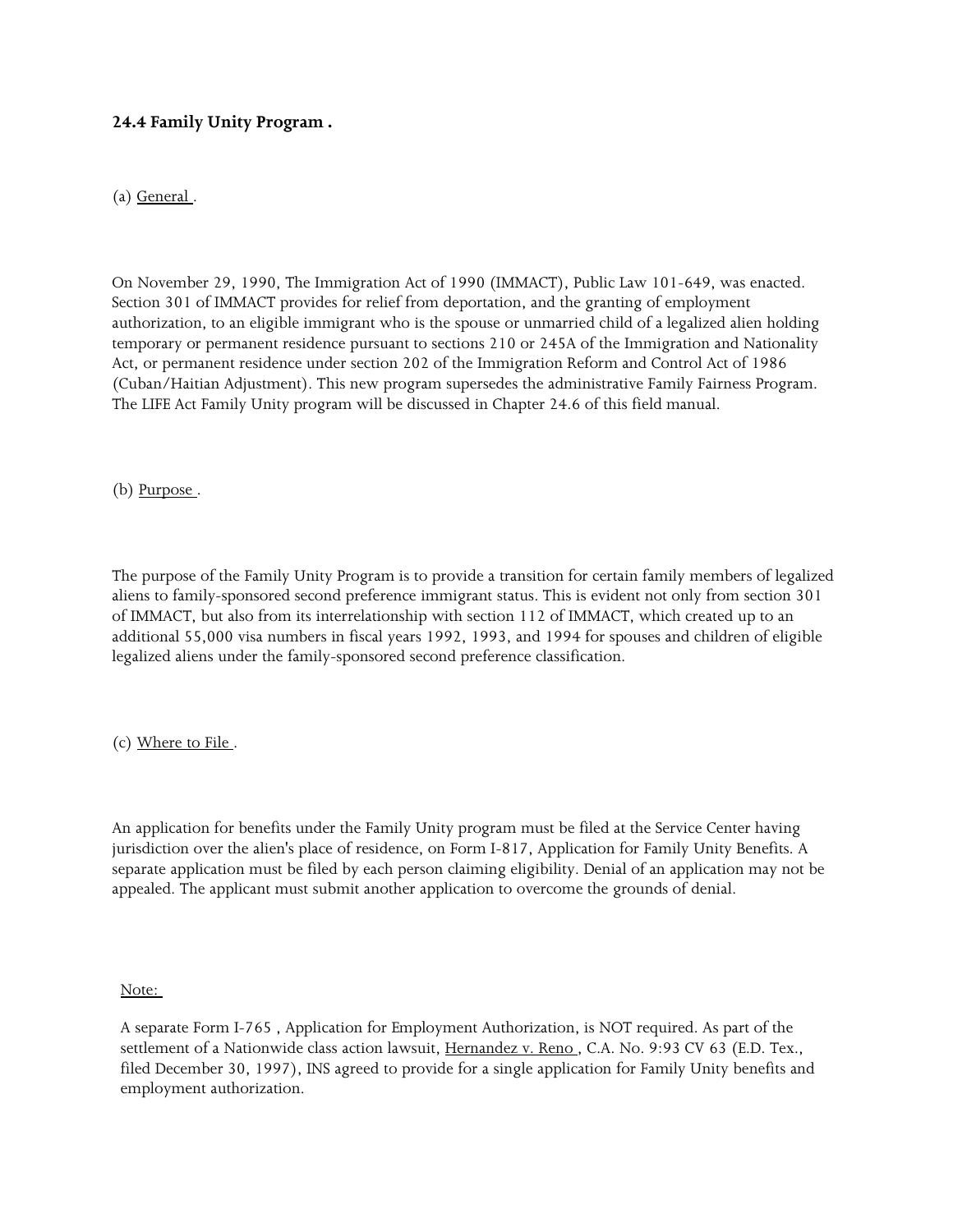### 24.4 Family Unity Program .

(a) General .

On November 29, 1990, The Immigration Act of 1990 (IMMACT), Public Law 101-649, was enacted. Section 301 of IMMACT provides for relief from deportation, and the granting of employment authorization, to an eligible immigrant who is the spouse or unmarried child of a legalized alien holding temporary or permanent residence pursuant to sections 210 or 245A of the Immigration and Nationality Act, or permanent residence under section 202 of the Immigration Reform and Control Act of 1986 (Cuban/Haitian Adjustment). This new program supersedes the administrative Family Fairness Program. The LIFE Act Family Unity program will be discussed in Chapter 24.6 of this field manual.

(b) Purpose .

The purpose of the Family Unity Program is to provide a transition for certain family members of legalized aliens to family-sponsored second preference immigrant status. This is evident not only from section 301 of IMMACT, but also from its interrelationship with section 112 of IMMACT, which created up to an additional 55,000 visa numbers in fiscal years 1992, 1993, and 1994 for spouses and children of eligible legalized aliens under the family-sponsored second preference classification.

(c) Where to File .

An application for benefits under the Family Unity program must be filed at the Service Center having jurisdiction over the alien's place of residence, on Form I-817, Application for Family Unity Benefits. A separate application must be filed by each person claiming eligibility. Denial of an application may not be appealed. The applicant must submit another application to overcome the grounds of denial.

Note:

A separate Form I-765 , Application for Employment Authorization, is NOT required. As part of the settlement of a Nationwide class action lawsuit, Hernandez v. Reno , C.A. No. 9:93 CV 63 (E.D. Tex., filed December 30, 1997), INS agreed to provide for a single application for Family Unity benefits and employment authorization.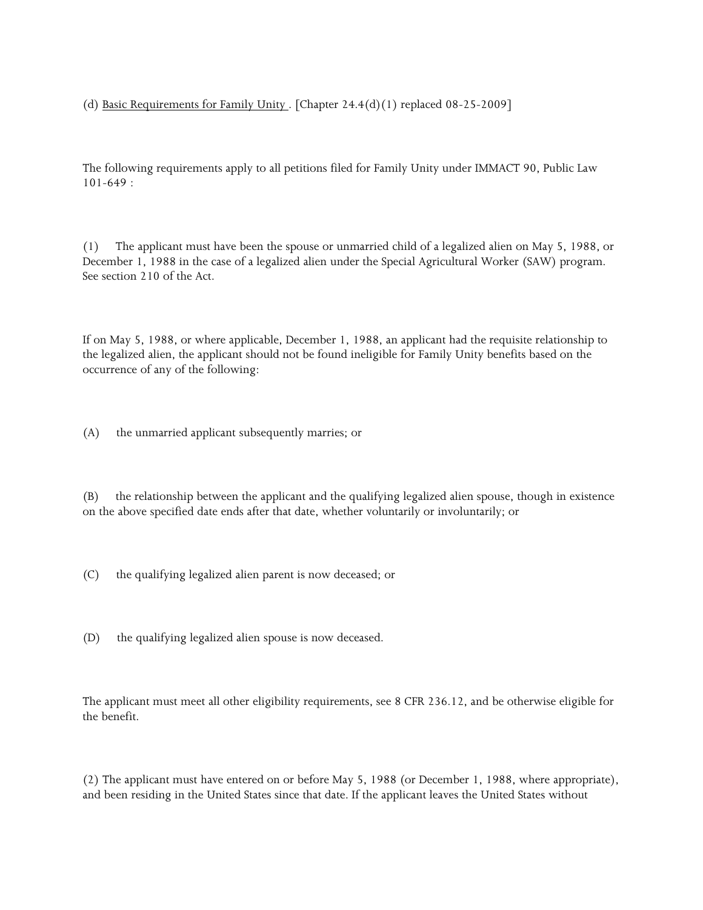(d) <u>Basic Requirements for Family Unity</u> . [Chapter 24.4(d)(1) replaced 08-25-2009]

The following requirements apply to all petitions filed for Family Unity under IMMACT 90, Public Law 101-649 :

(1) The applicant must have been the spouse or unmarried child of a legalized alien on May 5, 1988, or December 1, 1988 in the case of a legalized alien under the Special Agricultural Worker (SAW) program. See section 210 of the Act.

If on May 5, 1988, or where applicable, December 1, 1988, an applicant had the requisite relationship to the legalized alien, the applicant should not be found ineligible for Family Unity benefits based on the occurrence of any of the following:

(A) the unmarried applicant subsequently marries; or

(B) the relationship between the applicant and the qualifying legalized alien spouse, though in existence on the above specified date ends after that date, whether voluntarily or involuntarily; or

(C) the qualifying legalized alien parent is now deceased; or

(D) the qualifying legalized alien spouse is now deceased.

The applicant must meet all other eligibility requirements, see 8 CFR 236.12, and be otherwise eligible for the benefit.

(2) The applicant must have entered on or before May 5, 1988 (or December 1, 1988, where appropriate), and been residing in the United States since that date. If the applicant leaves the United States without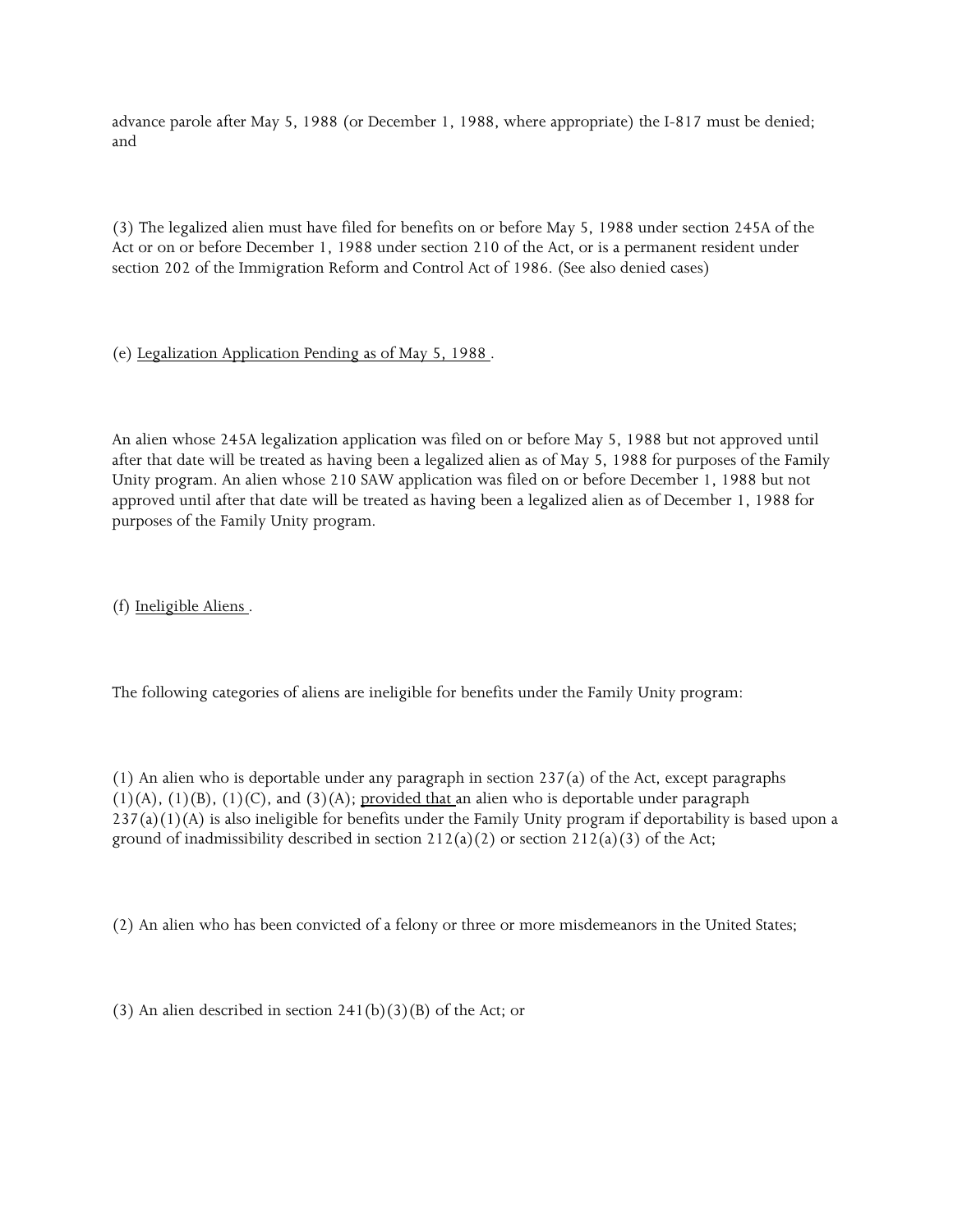advance parole after May 5, 1988 (or December 1, 1988, where appropriate) the I-817 must be denied; and

(3) The legalized alien must have filed for benefits on or before May 5, 1988 under section 245A of the Act or on or before December 1, 1988 under section 210 of the Act, or is a permanent resident under section 202 of the Immigration Reform and Control Act of 1986. (See also denied cases)

(e) <u>Legalization Application Pending as of May 5, 1988</u>.

An alien whose 245A legalization application was filed on or before May 5, 1988 but not approved until after that date will be treated as having been a legalized alien as of May 5, 1988 for purposes of the Family Unity program. An alien whose 210 SAW application was filed on or before December 1, 1988 but not approved until after that date will be treated as having been a legalized alien as of December 1, 1988 for purposes of the Family Unity program.

(f) <u>Ineligible Aliens</u>.

The following categories of aliens are ineligible for benefits under the Family Unity program:

(1) An alien who is deportable under any paragraph in section 237(a) of the Act, except paragraphs (1)(A), (1)(B), (1)(C), and (3)(A); <u>provided that</u> an alien who is deportable under paragraph 237(a)(1)(A) is also ineligible for benefits under the Family Unity program if deportability is based upon a ground of inadmissibility described in section 212(a)(2) or section 212(a)(3) of the Act;

(2) An alien who has been convicted of a felony or three or more misdemeanors in the United States;

(3) An alien described in section 241(b)(3)(B) of the Act; or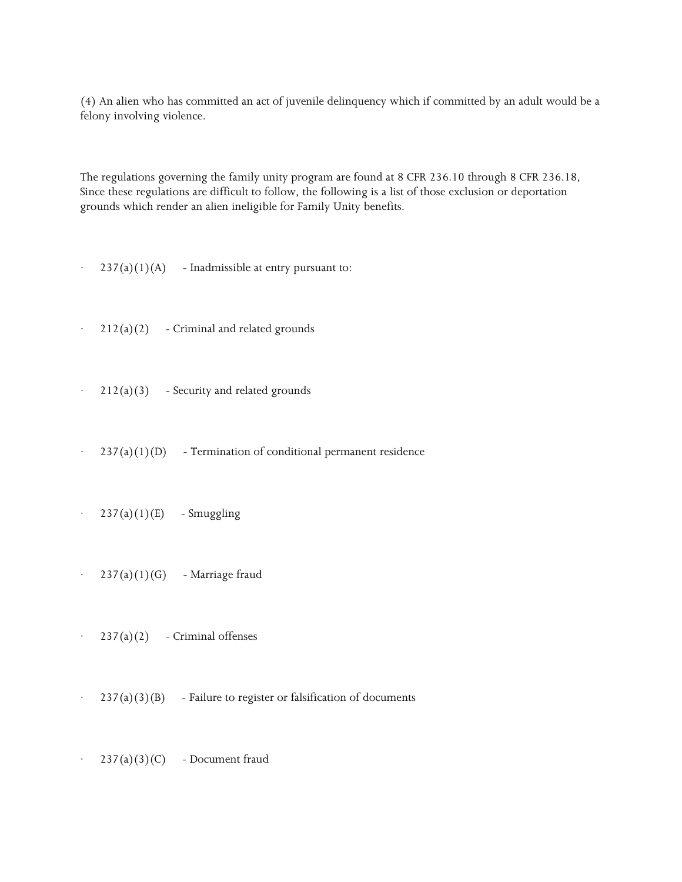(4) An alien who has committed an act of juvenile delinquency which if committed by an adult would be a felony involving violence.

The regulations governing the family unity program are found at 8 CFR 236.10 through 8 CFR 236.18, Since these regulations are difficult to follow, the following is a list of those exclusion or deportation grounds which render an alien ineligible for Family Unity benefits.

- 237(a)(1)(A) - Inadmissible at entry pursuant to:
- 212(a)(2) - Criminal and related grounds
- 212(a)(3) - Security and related grounds
- 237(a)(1)(D) - Termination of conditional permanent residence
- 237(a)(1)(E) - Smuggling
- 237(a)(1)(G) - Marriage fraud
- 237(a)(2) - Criminal offenses
- 237(a)(3)(B) - Failure to register or falsification of documents
- 237(a)(3)(C) - Document fraud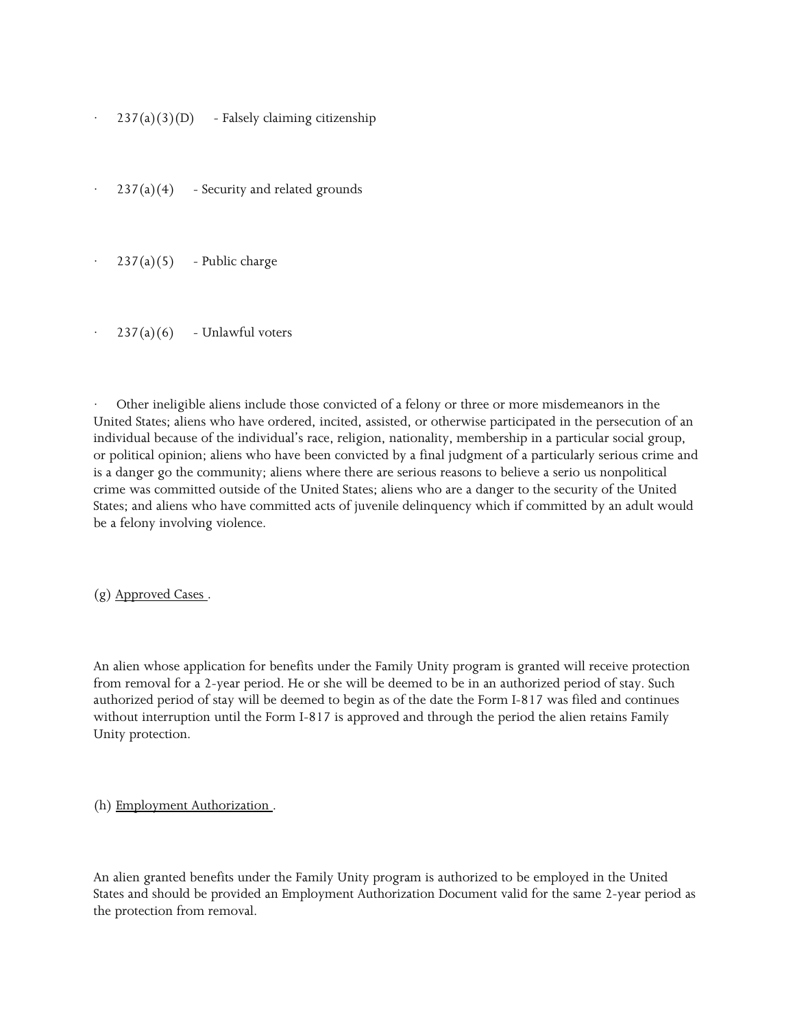- 237(a)(3)(D) - Falsely claiming citizenship

- 237(a)(4) - Security and related grounds

- 237(a)(5) - Public charge

- 237(a)(6) - Unlawful voters

- Other ineligible aliens include those convicted of a felony or three or more misdemeanors in the United States; aliens who have ordered, incited, assisted, or otherwise participated in the persecution of an individual because of the individual's race, religion, nationality, membership in a particular social group, or political opinion; aliens who have been convicted by a final judgment of a particularly serious crime and is a danger go the community; aliens where there are serious reasons to believe a serio us nonpolitical crime was committed outside of the United States; aliens who are a danger to the security of the United States; and aliens who have committed acts of juvenile delinquency which if committed by an adult would be a felony involving violence.

(g) Approved Cases .

An alien whose application for benefits under the Family Unity program is granted will receive protection from removal for a 2-year period. He or she will be deemed to be in an authorized period of stay. Such authorized period of stay will be deemed to begin as of the date the Form I-817 was filed and continues without interruption until the Form I-817 is approved and through the period the alien retains Family Unity protection.

(h) Employment Authorization .

An alien granted benefits under the Family Unity program is authorized to be employed in the United States and should be provided an Employment Authorization Document valid for the same 2-year period as the protection from removal.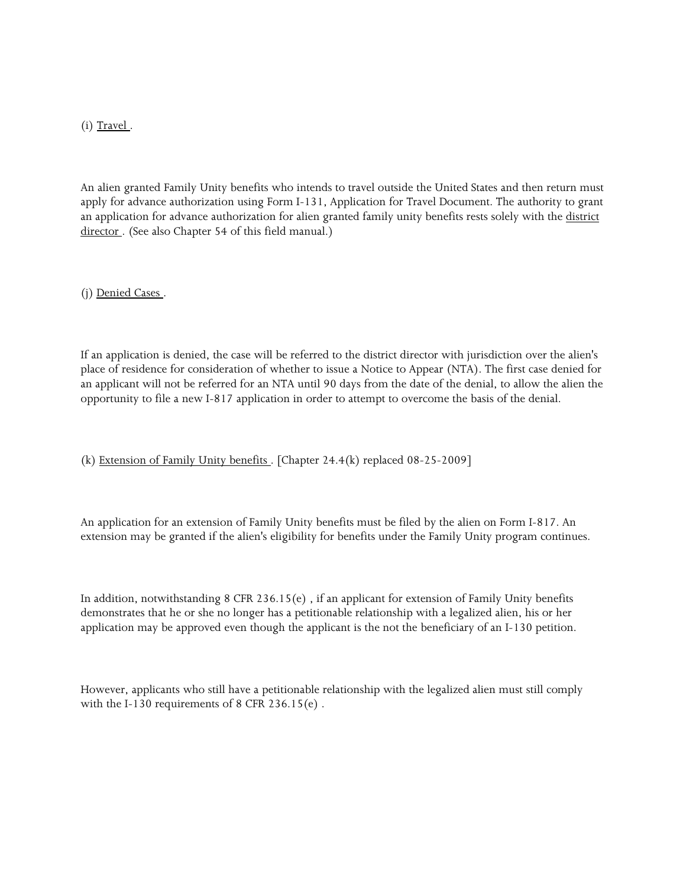(i) Travel .

An alien granted Family Unity benefits who intends to travel outside the United States and then return must apply for advance authorization using Form I-131, Application for Travel Document. The authority to grant an application for advance authorization for alien granted family unity benefits rests solely with the district director . (See also Chapter 54 of this field manual.)

(j) Denied Cases .

If an application is denied, the case will be referred to the district director with jurisdiction over the alien's place of residence for consideration of whether to issue a Notice to Appear (NTA). The first case denied for an applicant will not be referred for an NTA until 90 days from the date of the denial, to allow the alien the opportunity to file a new I-817 application in order to attempt to overcome the basis of the denial.

(k) Extension of Family Unity benefits . [Chapter 24.4(k) replaced 08-25-2009]

An application for an extension of Family Unity benefits must be filed by the alien on Form I-817. An extension may be granted if the alien's eligibility for benefits under the Family Unity program continues.

In addition, notwithstanding 8 CFR 236.15(e) , if an applicant for extension of Family Unity benefits demonstrates that he or she no longer has a petitionable relationship with a legalized alien, his or her application may be approved even though the applicant is the not the beneficiary of an I-130 petition.

However, applicants who still have a petitionable relationship with the legalized alien must still comply with the I-130 requirements of 8 CFR 236.15(e) .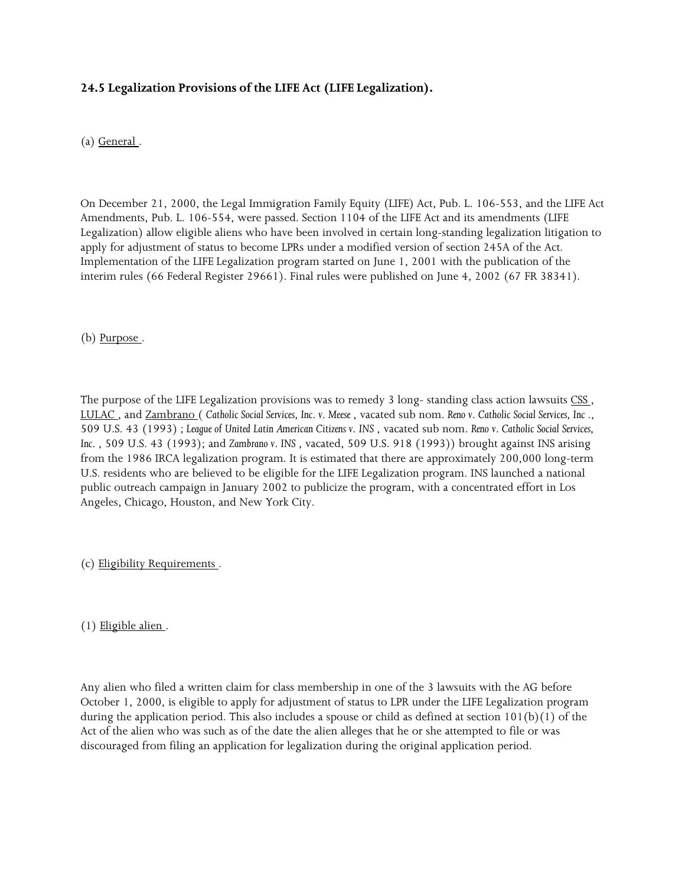### 24.5 Legalization Provisions of the LIFE Act (LIFE Legalization).

(a) General .

On December 21, 2000, the Legal Immigration Family Equity (LIFE) Act, Pub. L. 106-553, and the LIFE Act Amendments, Pub. L. 106-554, were passed. Section 1104 of the LIFE Act and its amendments (LIFE Legalization) allow eligible aliens who have been involved in certain long-standing legalization litigation to apply for adjustment of status to become LPRs under a modified version of section 245A of the Act. Implementation of the LIFE Legalization program started on June 1, 2001 with the publication of the interim rules (66 Federal Register 29661). Final rules were published on June 4, 2002 (67 FR 38341).

(b) Purpose .

The purpose of the LIFE Legalization provisions was to remedy 3 long- standing class action lawsuits CSS , LULAC , and Zambrano ( *Catholic Social Services, Inc. v. Meese* , vacated sub nom. *Reno v. Catholic Social Services, Inc* ., 509 U.S. 43 (1993) ; *League of United Latin American Citizens v. INS* , vacated sub nom. *Reno v. Catholic Social Services, Inc.* , 509 U.S. 43 (1993); and *Zambrano v. INS* , vacated, 509 U.S. 918 (1993)) brought against INS arising from the 1986 IRCA legalization program. It is estimated that there are approximately 200,000 long-term U.S. residents who are believed to be eligible for the LIFE Legalization program. INS launched a national public outreach campaign in January 2002 to publicize the program, with a concentrated effort in Los Angeles, Chicago, Houston, and New York City.

(c) Eligibility Requirements .

(1) Eligible alien .

Any alien who filed a written claim for class membership in one of the 3 lawsuits with the AG before October 1, 2000, is eligible to apply for adjustment of status to LPR under the LIFE Legalization program during the application period. This also includes a spouse or child as defined at section 101(b)(1) of the Act of the alien who was such as of the date the alien alleges that he or she attempted to file or was discouraged from filing an application for legalization during the original application period.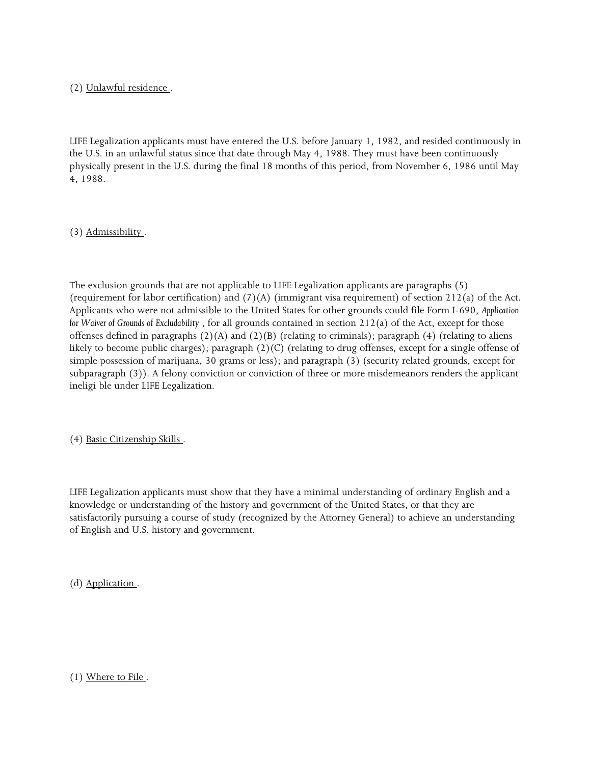(2) Unlawful residence .

LIFE Legalization applicants must have entered the U.S. before January 1, 1982, and resided continuously in the U.S. in an unlawful status since that date through May 4, 1988. They must have been continuously physically present in the U.S. during the final 18 months of this period, from November 6, 1986 until May 4, 1988.

(3) Admissibility .

The exclusion grounds that are not applicable to LIFE Legalization applicants are paragraphs (5) (requirement for labor certification) and (7)(A) (immigrant visa requirement) of section 212(a) of the Act. Applicants who were not admissible to the United States for other grounds could file Form I-690, *Application for Waiver of Grounds of Excludability* , for all grounds contained in section 212(a) of the Act, except for those offenses defined in paragraphs (2)(A) and (2)(B) (relating to criminals); paragraph (4) (relating to aliens likely to become public charges); paragraph (2)(C) (relating to drug offenses, except for a single offense of simple possession of marijuana, 30 grams or less); and paragraph (3) (security related grounds, except for subparagraph (3)). A felony conviction or conviction of three or more misdemeanors renders the applicant ineligi ble under LIFE Legalization.

(4) Basic Citizenship Skills .

LIFE Legalization applicants must show that they have a minimal understanding of ordinary English and a knowledge or understanding of the history and government of the United States, or that they are satisfactorily pursuing a course of study (recognized by the Attorney General) to achieve an understanding of English and U.S. history and government.

(d) Application .

(1) Where to File .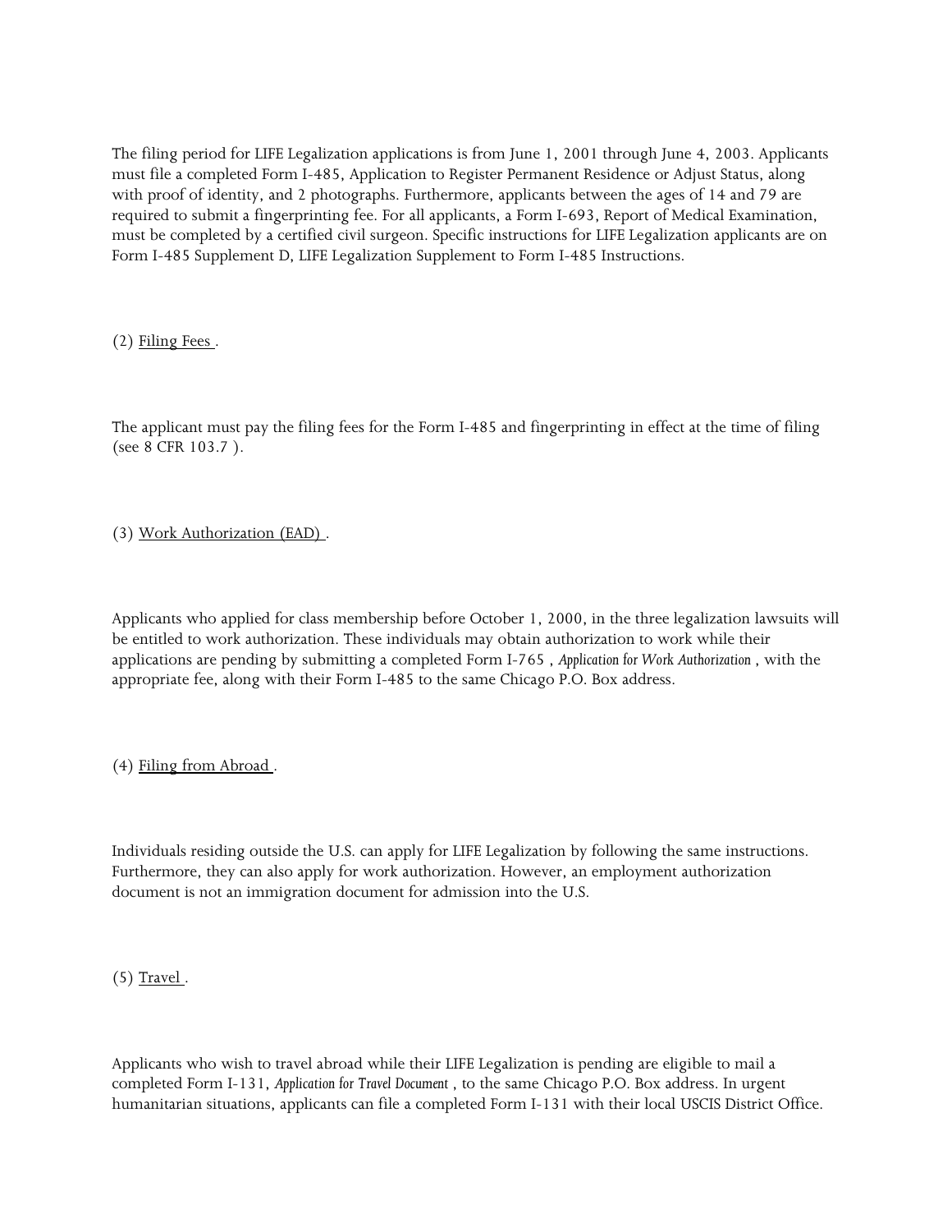The filing period for LIFE Legalization applications is from June 1, 2001 through June 4, 2003. Applicants must file a completed Form I-485, Application to Register Permanent Residence or Adjust Status, along with proof of identity, and 2 photographs. Furthermore, applicants between the ages of 14 and 79 are required to submit a fingerprinting fee. For all applicants, a Form I-693, Report of Medical Examination, must be completed by a certified civil surgeon. Specific instructions for LIFE Legalization applicants are on Form I-485 Supplement D, LIFE Legalization Supplement to Form I-485 Instructions.

(2) Filing Fees .

The applicant must pay the filing fees for the Form I-485 and fingerprinting in effect at the time of filing (see 8 CFR 103.7 ).

(3) Work Authorization (EAD) .

Applicants who applied for class membership before October 1, 2000, in the three legalization lawsuits will be entitled to work authorization. These individuals may obtain authorization to work while their applications are pending by submitting a completed Form I-765 , *Application for Work Authorization* , with the appropriate fee, along with their Form I-485 to the same Chicago P.O. Box address.

(4) Filing from Abroad .

Individuals residing outside the U.S. can apply for LIFE Legalization by following the same instructions. Furthermore, they can also apply for work authorization. However, an employment authorization document is not an immigration document for admission into the U.S.

(5) Travel .

Applicants who wish to travel abroad while their LIFE Legalization is pending are eligible to mail a completed Form I-131, *Application for Travel Document* , to the same Chicago P.O. Box address. In urgent humanitarian situations, applicants can file a completed Form I-131 with their local USCIS District Office.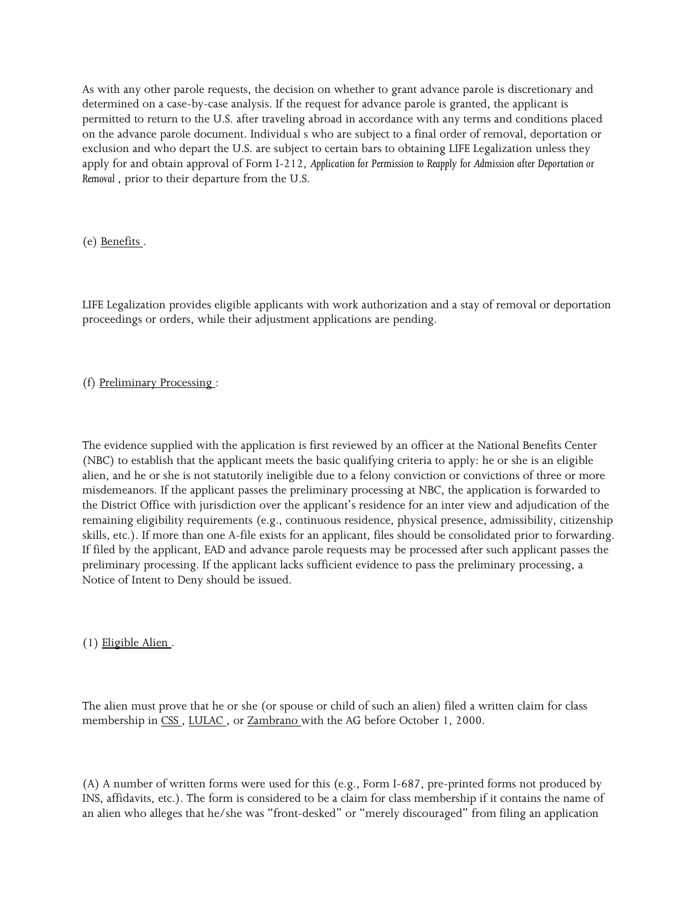As with any other parole requests, the decision on whether to grant advance parole is discretionary and determined on a case-by-case analysis. If the request for advance parole is granted, the applicant is permitted to return to the U.S. after traveling abroad in accordance with any terms and conditions placed on the advance parole document. Individual s who are subject to a final order of removal, deportation or exclusion and who depart the U.S. are subject to certain bars to obtaining LIFE Legalization unless they apply for and obtain approval of Form I-212, *Application for Permission to Reapply for Admission after Deportation or Removal* , prior to their departure from the U.S.

(e) Benefits .

LIFE Legalization provides eligible applicants with work authorization and a stay of removal or deportation proceedings or orders, while their adjustment applications are pending.

(f) Preliminary Processing :

The evidence supplied with the application is first reviewed by an officer at the National Benefits Center (NBC) to establish that the applicant meets the basic qualifying criteria to apply: he or she is an eligible alien, and he or she is not statutorily ineligible due to a felony conviction or convictions of three or more misdemeanors. If the applicant passes the preliminary processing at NBC, the application is forwarded to the District Office with jurisdiction over the applicant's residence for an inter view and adjudication of the remaining eligibility requirements (e.g., continuous residence, physical presence, admissibility, citizenship skills, etc.). If more than one A-file exists for an applicant, files should be consolidated prior to forwarding. If filed by the applicant, EAD and advance parole requests may be processed after such applicant passes the preliminary processing. If the applicant lacks sufficient evidence to pass the preliminary processing, a Notice of Intent to Deny should be issued.

(1) Eligible Alien .

The alien must prove that he or she (or spouse or child of such an alien) filed a written claim for class membership in CSS , LULAC , or Zambrano with the AG before October 1, 2000.

(A) A number of written forms were used for this (e.g., Form I-687, pre-printed forms not produced by INS, affidavits, etc.). The form is considered to be a claim for class membership if it contains the name of an alien who alleges that he/she was "front-desked" or "merely discouraged" from filing an application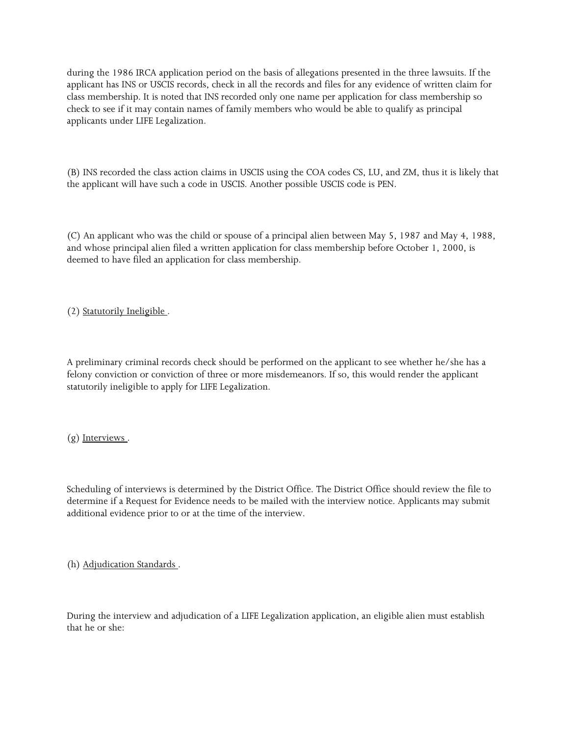during the 1986 IRCA application period on the basis of allegations presented in the three lawsuits. If the applicant has INS or USCIS records, check in all the records and files for any evidence of written claim for class membership. It is noted that INS recorded only one name per application for class membership so check to see if it may contain names of family members who would be able to qualify as principal applicants under LIFE Legalization.

(B) INS recorded the class action claims in USCIS using the COA codes CS, LU, and ZM, thus it is likely that the applicant will have such a code in USCIS. Another possible USCIS code is PEN.

(C) An applicant who was the child or spouse of a principal alien between May 5, 1987 and May 4, 1988, and whose principal alien filed a written application for class membership before October 1, 2000, is deemed to have filed an application for class membership.

(2) Statutorily Ineligible .

A preliminary criminal records check should be performed on the applicant to see whether he/she has a felony conviction or conviction of three or more misdemeanors. If so, this would render the applicant statutorily ineligible to apply for LIFE Legalization.

(g) Interviews .

Scheduling of interviews is determined by the District Office. The District Office should review the file to determine if a Request for Evidence needs to be mailed with the interview notice. Applicants may submit additional evidence prior to or at the time of the interview.

(h) Adjudication Standards .

During the interview and adjudication of a LIFE Legalization application, an eligible alien must establish that he or she: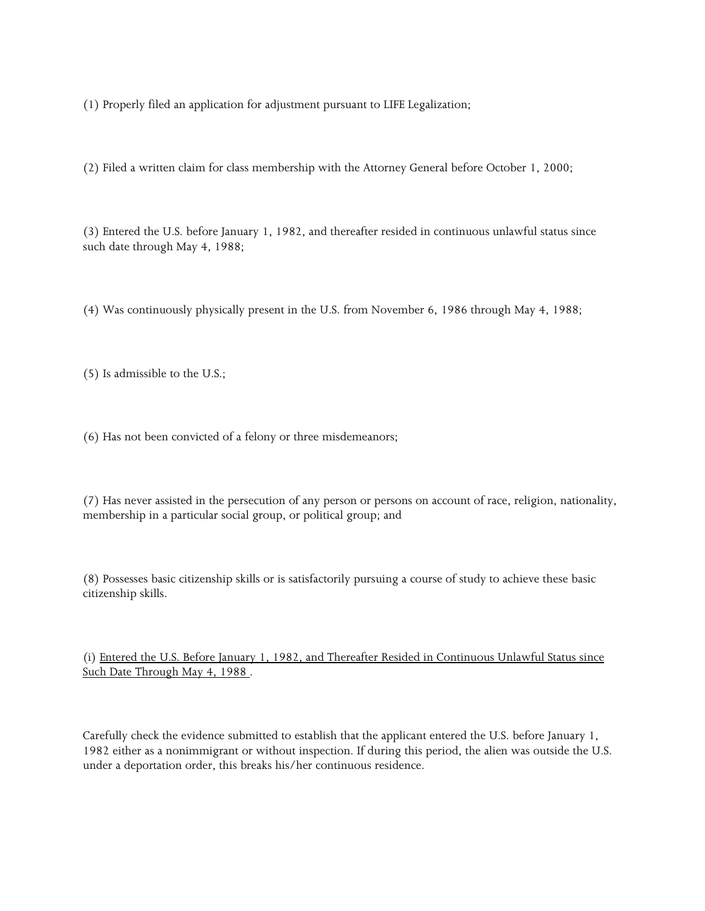(1) Properly filed an application for adjustment pursuant to LIFE Legalization;

(2) Filed a written claim for class membership with the Attorney General before October 1, 2000;

(3) Entered the U.S. before January 1, 1982, and thereafter resided in continuous unlawful status since such date through May 4, 1988;

(4) Was continuously physically present in the U.S. from November 6, 1986 through May 4, 1988;

(5) Is admissible to the U.S.;

(6) Has not been convicted of a felony or three misdemeanors;

(7) Has never assisted in the persecution of any person or persons on account of race, religion, nationality, membership in a particular social group, or political group; and

(8) Possesses basic citizenship skills or is satisfactorily pursuing a course of study to achieve these basic citizenship skills.

(i) <u>Entered the U.S. Before January 1, 1982, and Thereafter Resided in Continuous Unlawful Status since Such Date Through May 4, 1988</u>.

Carefully check the evidence submitted to establish that the applicant entered the U.S. before January 1, 1982 either as a nonimmigrant or without inspection. If during this period, the alien was outside the U.S. under a deportation order, this breaks his/her continuous residence.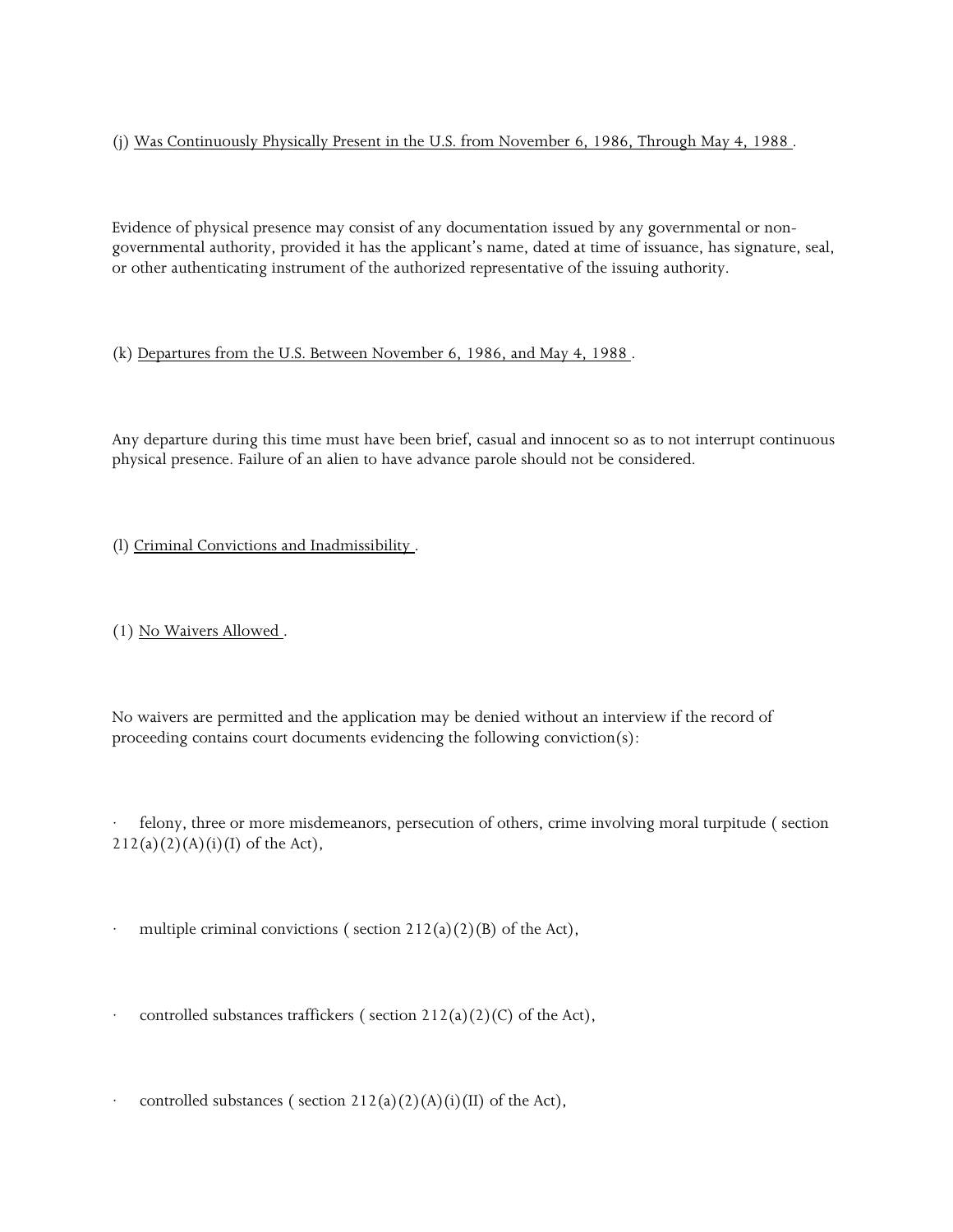(j) Was Continuously Physically Present in the U.S. from November 6, 1986, Through May 4, 1988 .

Evidence of physical presence may consist of any documentation issued by any governmental or non-governmental authority, provided it has the applicant's name, dated at time of issuance, has signature, seal, or other authenticating instrument of the authorized representative of the issuing authority.

(k) Departures from the U.S. Between November 6, 1986, and May 4, 1988 .

Any departure during this time must have been brief, casual and innocent so as to not interrupt continuous physical presence. Failure of an alien to have advance parole should not be considered.

(l) Criminal Convictions and Inadmissibility .

(1) No Waivers Allowed .

No waivers are permitted and the application may be denied without an interview if the record of proceeding contains court documents evidencing the following conviction(s):

- felony, three or more misdemeanors, persecution of others, crime involving moral turpitude ( section 212(a)(2)(A)(i)(I) of the Act),

- multiple criminal convictions ( section 212(a)(2)(B) of the Act),

- controlled substances traffickers ( section 212(a)(2)(C) of the Act),

- controlled substances ( section 212(a)(2)(A)(i)(II) of the Act),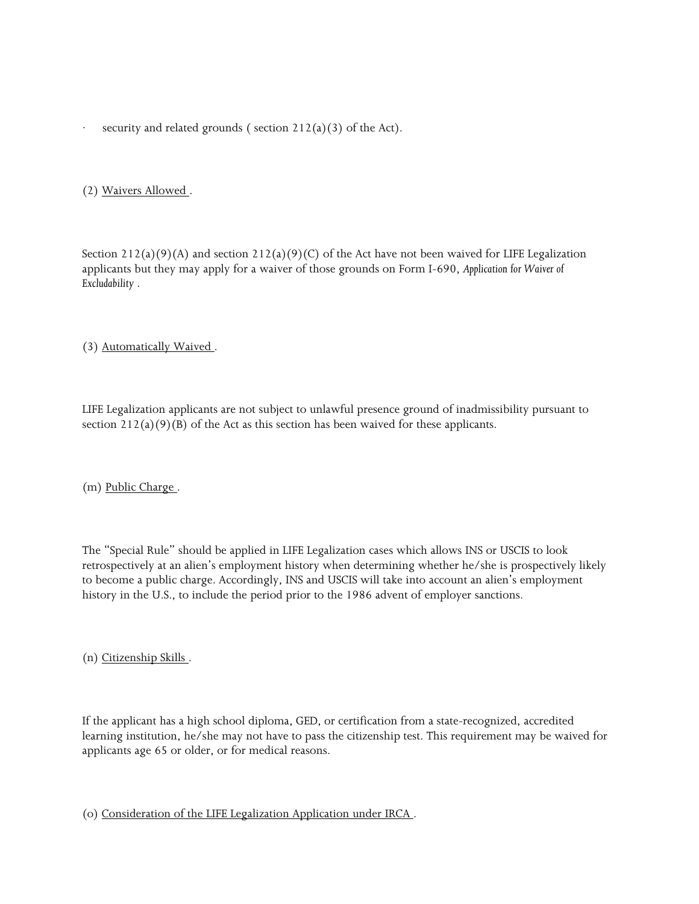- security and related grounds ( section 212(a)(3) of the Act).

(2) Waivers Allowed .

Section 212(a)(9)(A) and section 212(a)(9)(C) of the Act have not been waived for LIFE Legalization applicants but they may apply for a waiver of those grounds on Form I-690, *Application for Waiver of Excludability* .

(3) Automatically Waived .

LIFE Legalization applicants are not subject to unlawful presence ground of inadmissibility pursuant to section 212(a)(9)(B) of the Act as this section has been waived for these applicants.

(m) Public Charge .

The "Special Rule" should be applied in LIFE Legalization cases which allows INS or USCIS to look retrospectively at an alien's employment history when determining whether he/she is prospectively likely to become a public charge. Accordingly, INS and USCIS will take into account an alien's employment history in the U.S., to include the period prior to the 1986 advent of employer sanctions.

(n) Citizenship Skills .

If the applicant has a high school diploma, GED, or certification from a state-recognized, accredited learning institution, he/she may not have to pass the citizenship test. This requirement may be waived for applicants age 65 or older, or for medical reasons.

(o) Consideration of the LIFE Legalization Application under IRCA .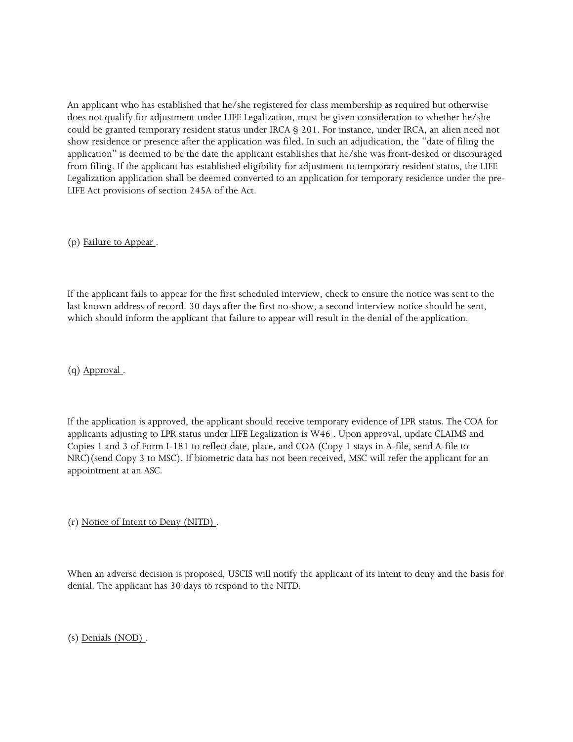An applicant who has established that he/she registered for class membership as required but otherwise does not qualify for adjustment under LIFE Legalization, must be given consideration to whether he/she could be granted temporary resident status under IRCA § 201. For instance, under IRCA, an alien need not show residence or presence after the application was filed. In such an adjudication, the "date of filing the application" is deemed to be the date the applicant establishes that he/she was front-desked or discouraged from filing. If the applicant has established eligibility for adjustment to temporary resident status, the LIFE Legalization application shall be deemed converted to an application for temporary residence under the pre-LIFE Act provisions of section 245A of the Act.

(p) Failure to Appear .

If the applicant fails to appear for the first scheduled interview, check to ensure the notice was sent to the last known address of record. 30 days after the first no-show, a second interview notice should be sent, which should inform the applicant that failure to appear will result in the denial of the application.

(q) Approval .

If the application is approved, the applicant should receive temporary evidence of LPR status. The COA for applicants adjusting to LPR status under LIFE Legalization is W46 . Upon approval, update CLAIMS and Copies 1 and 3 of Form I-181 to reflect date, place, and COA (Copy 1 stays in A-file, send A-file to NRC)(send Copy 3 to MSC). If biometric data has not been received, MSC will refer the applicant for an appointment at an ASC.

(r) Notice of Intent to Deny (NITD) .

When an adverse decision is proposed, USCIS will notify the applicant of its intent to deny and the basis for denial. The applicant has 30 days to respond to the NITD.

(s) Denials (NOD) .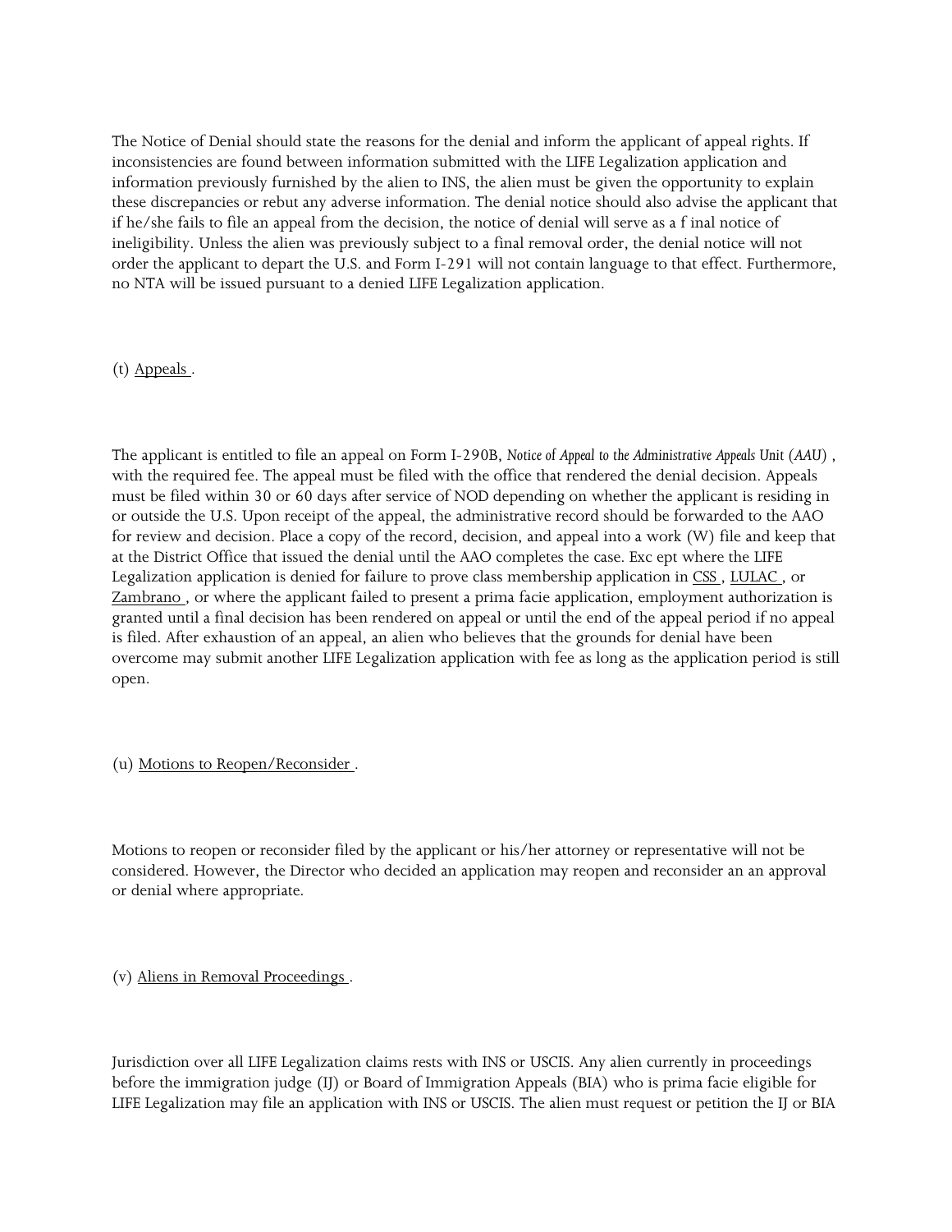The Notice of Denial should state the reasons for the denial and inform the applicant of appeal rights. If inconsistencies are found between information submitted with the LIFE Legalization application and information previously furnished by the alien to INS, the alien must be given the opportunity to explain these discrepancies or rebut any adverse information. The denial notice should also advise the applicant that if he/she fails to file an appeal from the decision, the notice of denial will serve as a f inal notice of ineligibility. Unless the alien was previously subject to a final removal order, the denial notice will not order the applicant to depart the U.S. and Form I-291 will not contain language to that effect. Furthermore, no NTA will be issued pursuant to a denied LIFE Legalization application.

(t) Appeals .

The applicant is entitled to file an appeal on Form I-290B, *Notice of Appeal to the Administrative Appeals Unit (AAU)* , with the required fee. The appeal must be filed with the office that rendered the denial decision. Appeals must be filed within 30 or 60 days after service of NOD depending on whether the applicant is residing in or outside the U.S. Upon receipt of the appeal, the administrative record should be forwarded to the AAO for review and decision. Place a copy of the record, decision, and appeal into a work (W) file and keep that at the District Office that issued the denial until the AAO completes the case. Exc ept where the LIFE Legalization application is denied for failure to prove class membership application in CSS , LULAC , or Zambrano , or where the applicant failed to present a prima facie application, employment authorization is granted until a final decision has been rendered on appeal or until the end of the appeal period if no appeal is filed. After exhaustion of an appeal, an alien who believes that the grounds for denial have been overcome may submit another LIFE Legalization application with fee as long as the application period is still open.

(u) Motions to Reopen/Reconsider .

Motions to reopen or reconsider filed by the applicant or his/her attorney or representative will not be considered. However, the Director who decided an application may reopen and reconsider an an approval or denial where appropriate.

(v) Aliens in Removal Proceedings .

Jurisdiction over all LIFE Legalization claims rests with INS or USCIS. Any alien currently in proceedings before the immigration judge (IJ) or Board of Immigration Appeals (BIA) who is prima facie eligible for LIFE Legalization may file an application with INS or USCIS. The alien must request or petition the IJ or BIA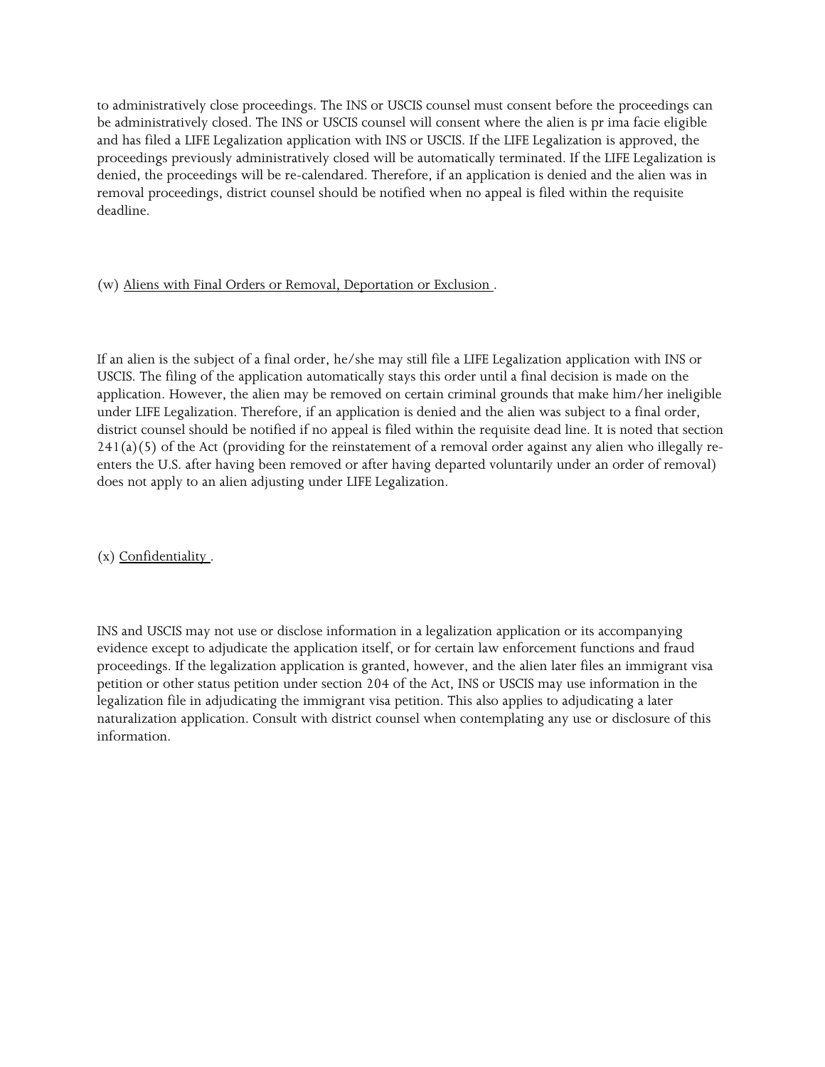to administratively close proceedings. The INS or USCIS counsel must consent before the proceedings can be administratively closed. The INS or USCIS counsel will consent where the alien is pr ima facie eligible and has filed a LIFE Legalization application with INS or USCIS. If the LIFE Legalization is approved, the proceedings previously administratively closed will be automatically terminated. If the LIFE Legalization is denied, the proceedings will be re-calendared. Therefore, if an application is denied and the alien was in removal proceedings, district counsel should be notified when no appeal is filed within the requisite deadline.

(w) Aliens with Final Orders or Removal, Deportation or Exclusion .

If an alien is the subject of a final order, he/she may still file a LIFE Legalization application with INS or USCIS. The filing of the application automatically stays this order until a final decision is made on the application. However, the alien may be removed on certain criminal grounds that make him/her ineligible under LIFE Legalization. Therefore, if an application is denied and the alien was subject to a final order, district counsel should be notified if no appeal is filed within the requisite dead line. It is noted that section 241(a)(5) of the Act (providing for the reinstatement of a removal order against any alien who illegally re-enters the U.S. after having been removed or after having departed voluntarily under an order of removal) does not apply to an alien adjusting under LIFE Legalization.

(x) Confidentiality .

INS and USCIS may not use or disclose information in a legalization application or its accompanying evidence except to adjudicate the application itself, or for certain law enforcement functions and fraud proceedings. If the legalization application is granted, however, and the alien later files an immigrant visa petition or other status petition under section 204 of the Act, INS or USCIS may use information in the legalization file in adjudicating the immigrant visa petition. This also applies to adjudicating a later naturalization application. Consult with district counsel when contemplating any use or disclosure of this information.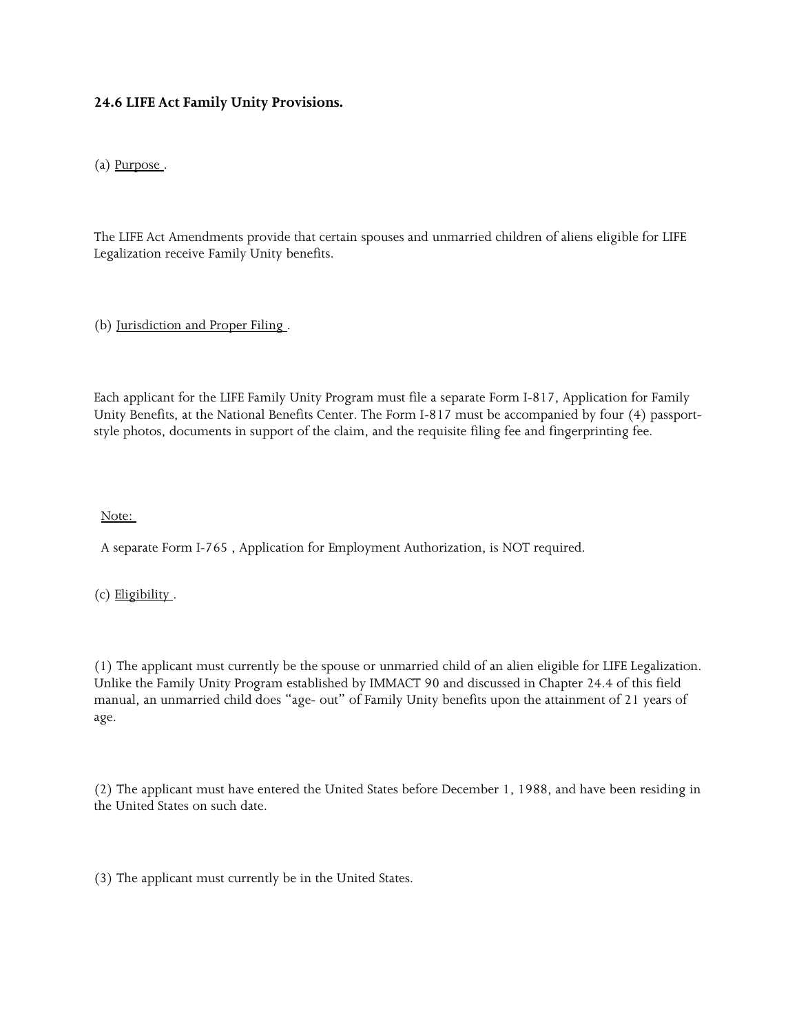**24.6 LIFE Act Family Unity Provisions.**

(a) Purpose .

The LIFE Act Amendments provide that certain spouses and unmarried children of aliens eligible for LIFE Legalization receive Family Unity benefits.

(b) Jurisdiction and Proper Filing .

Each applicant for the LIFE Family Unity Program must file a separate Form I-817, Application for Family Unity Benefits, at the National Benefits Center. The Form I-817 must be accompanied by four (4) passport-style photos, documents in support of the claim, and the requisite filing fee and fingerprinting fee.

Note:

A separate Form I-765 , Application for Employment Authorization, is NOT required.

(c) Eligibility .

(1) The applicant must currently be the spouse or unmarried child of an alien eligible for LIFE Legalization. Unlike the Family Unity Program established by IMMACT 90 and discussed in Chapter 24.4 of this field manual, an unmarried child does "age- out" of Family Unity benefits upon the attainment of 21 years of age.

(2) The applicant must have entered the United States before December 1, 1988, and have been residing in the United States on such date.

(3) The applicant must currently be in the United States.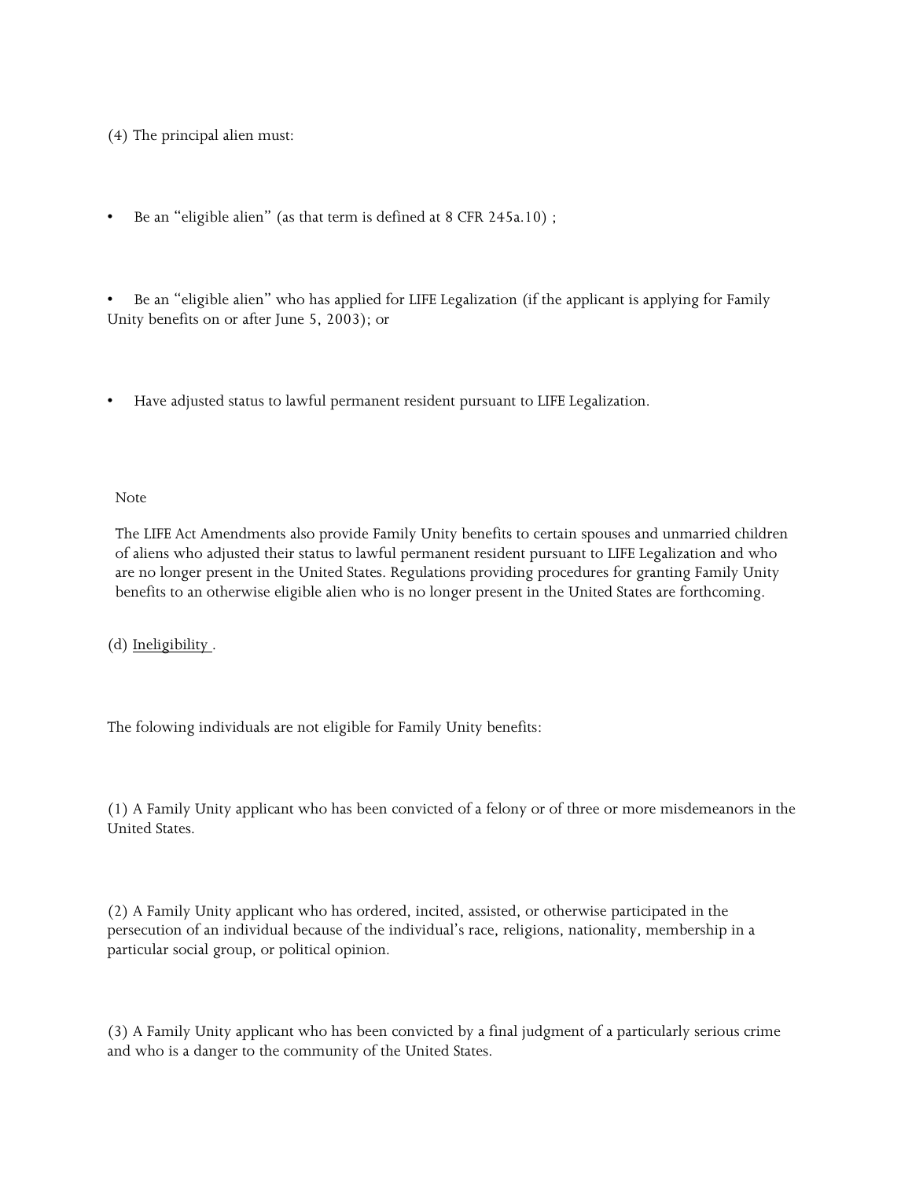(4) The principal alien must:

- Be an "eligible alien" (as that term is defined at 8 CFR 245a.10) ;
- Be an "eligible alien" who has applied for LIFE Legalization (if the applicant is applying for Family Unity benefits on or after June 5, 2003); or
- Have adjusted status to lawful permanent resident pursuant to LIFE Legalization.

Note

The LIFE Act Amendments also provide Family Unity benefits to certain spouses and unmarried children of aliens who adjusted their status to lawful permanent resident pursuant to LIFE Legalization and who are no longer present in the United States. Regulations providing procedures for granting Family Unity benefits to an otherwise eligible alien who is no longer present in the United States are forthcoming.

(d) Ineligibility .

The folowing individuals are not eligible for Family Unity benefits:

(1) A Family Unity applicant who has been convicted of a felony or of three or more misdemeanors in the United States.

(2) A Family Unity applicant who has ordered, incited, assisted, or otherwise participated in the persecution of an individual because of the individual's race, religions, nationality, membership in a particular social group, or political opinion.

(3) A Family Unity applicant who has been convicted by a final judgment of a particularly serious crime and who is a danger to the community of the United States.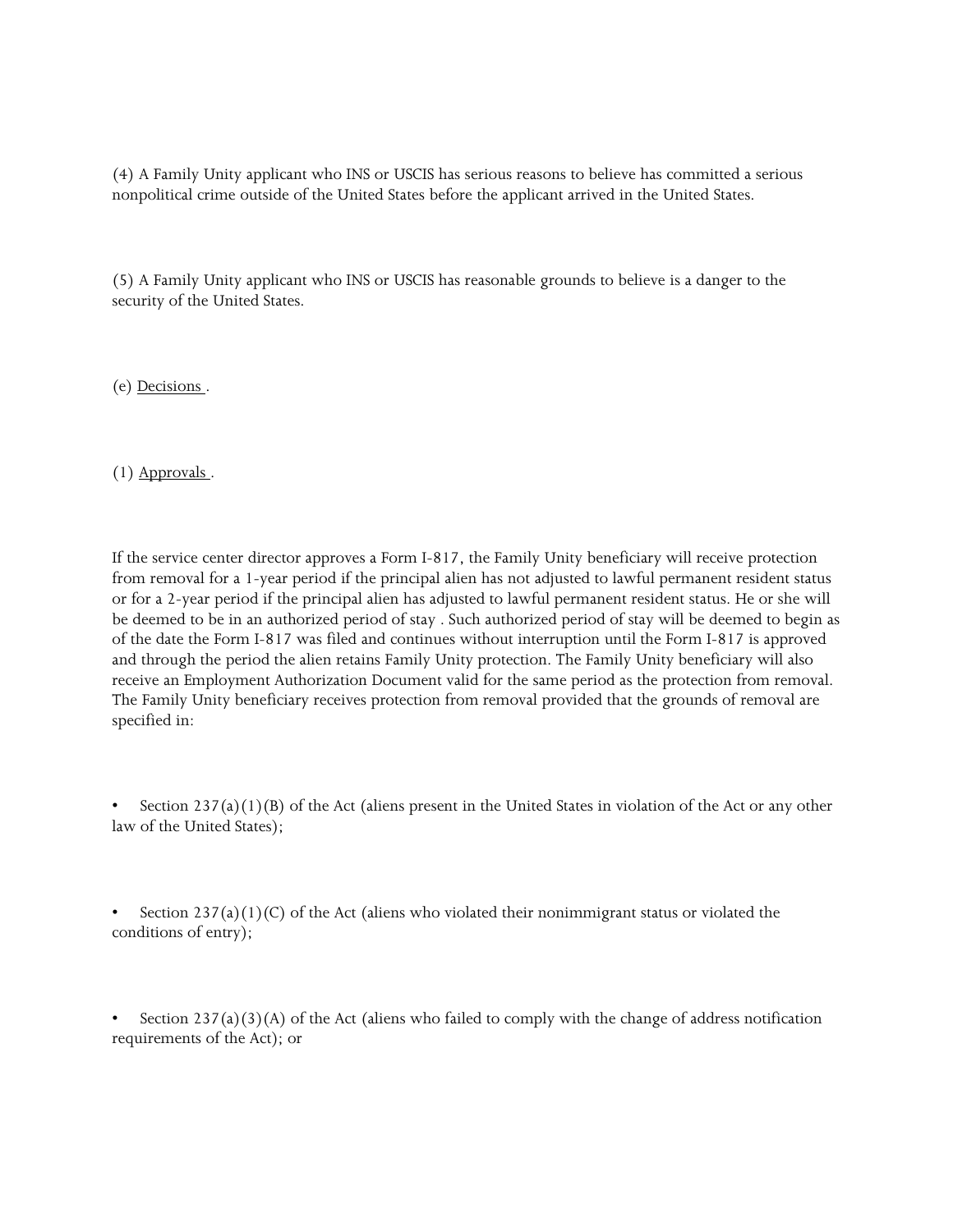(4) A Family Unity applicant who INS or USCIS has serious reasons to believe has committed a serious nonpolitical crime outside of the United States before the applicant arrived in the United States.

(5) A Family Unity applicant who INS or USCIS has reasonable grounds to believe is a danger to the security of the United States.

(e) <u>Decisions</u> .

(1) <u>Approvals</u> .

If the service center director approves a Form I-817, the Family Unity beneficiary will receive protection from removal for a 1-year period if the principal alien has not adjusted to lawful permanent resident status or for a 2-year period if the principal alien has adjusted to lawful permanent resident status. He or she will be deemed to be in an authorized period of stay . Such authorized period of stay will be deemed to begin as of the date the Form I-817 was filed and continues without interruption until the Form I-817 is approved and through the period the alien retains Family Unity protection. The Family Unity beneficiary will also receive an Employment Authorization Document valid for the same period as the protection from removal. The Family Unity beneficiary receives protection from removal provided that the grounds of removal are specified in:

- Section 237(a)(1)(B) of the Act (aliens present in the United States in violation of the Act or any other law of the United States);

- Section 237(a)(1)(C) of the Act (aliens who violated their nonimmigrant status or violated the conditions of entry);

- Section 237(a)(3)(A) of the Act (aliens who failed to comply with the change of address notification requirements of the Act); or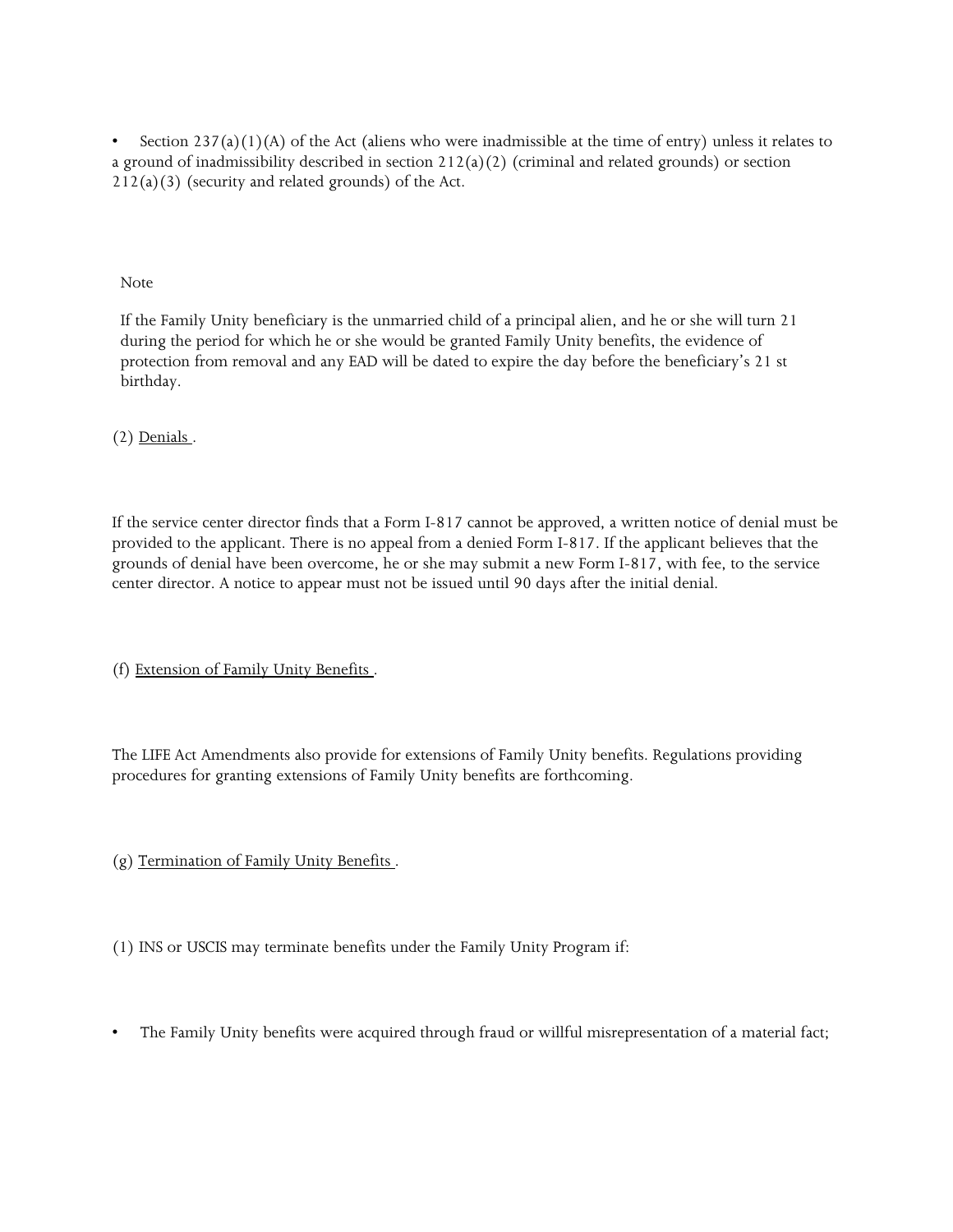- Section 237(a)(1)(A) of the Act (aliens who were inadmissible at the time of entry) unless it relates to a ground of inadmissibility described in section 212(a)(2) (criminal and related grounds) or section 212(a)(3) (security and related grounds) of the Act.

Note

If the Family Unity beneficiary is the unmarried child of a principal alien, and he or she will turn 21 during the period for which he or she would be granted Family Unity benefits, the evidence of protection from removal and any EAD will be dated to expire the day before the beneficiary's 21 st birthday.

(2) Denials .

If the service center director finds that a Form I-817 cannot be approved, a written notice of denial must be provided to the applicant. There is no appeal from a denied Form I-817. If the applicant believes that the grounds of denial have been overcome, he or she may submit a new Form I-817, with fee, to the service center director. A notice to appear must not be issued until 90 days after the initial denial.

(f) Extension of Family Unity Benefits .

The LIFE Act Amendments also provide for extensions of Family Unity benefits. Regulations providing procedures for granting extensions of Family Unity benefits are forthcoming.

(g) Termination of Family Unity Benefits .

(1) INS or USCIS may terminate benefits under the Family Unity Program if:

- The Family Unity benefits were acquired through fraud or willful misrepresentation of a material fact;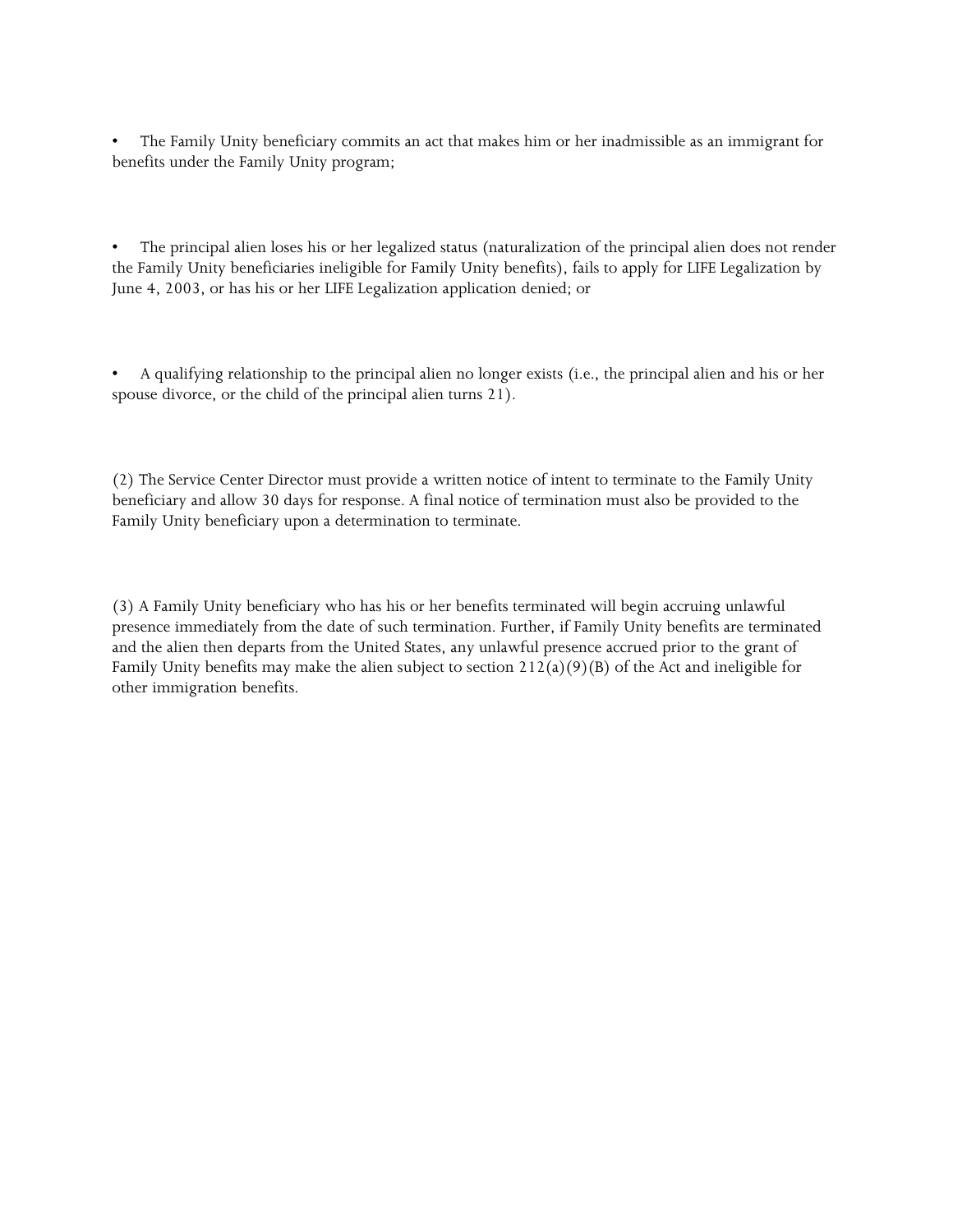- The Family Unity beneficiary commits an act that makes him or her inadmissible as an immigrant for benefits under the Family Unity program;

- The principal alien loses his or her legalized status (naturalization of the principal alien does not render the Family Unity beneficiaries ineligible for Family Unity benefits), fails to apply for LIFE Legalization by June 4, 2003, or has his or her LIFE Legalization application denied; or

- A qualifying relationship to the principal alien no longer exists (i.e., the principal alien and his or her spouse divorce, or the child of the principal alien turns 21).

(2) The Service Center Director must provide a written notice of intent to terminate to the Family Unity beneficiary and allow 30 days for response. A final notice of termination must also be provided to the Family Unity beneficiary upon a determination to terminate.

(3) A Family Unity beneficiary who has his or her benefits terminated will begin accruing unlawful presence immediately from the date of such termination. Further, if Family Unity benefits are terminated and the alien then departs from the United States, any unlawful presence accrued prior to the grant of Family Unity benefits may make the alien subject to section 212(a)(9)(B) of the Act and ineligible for other immigration benefits.